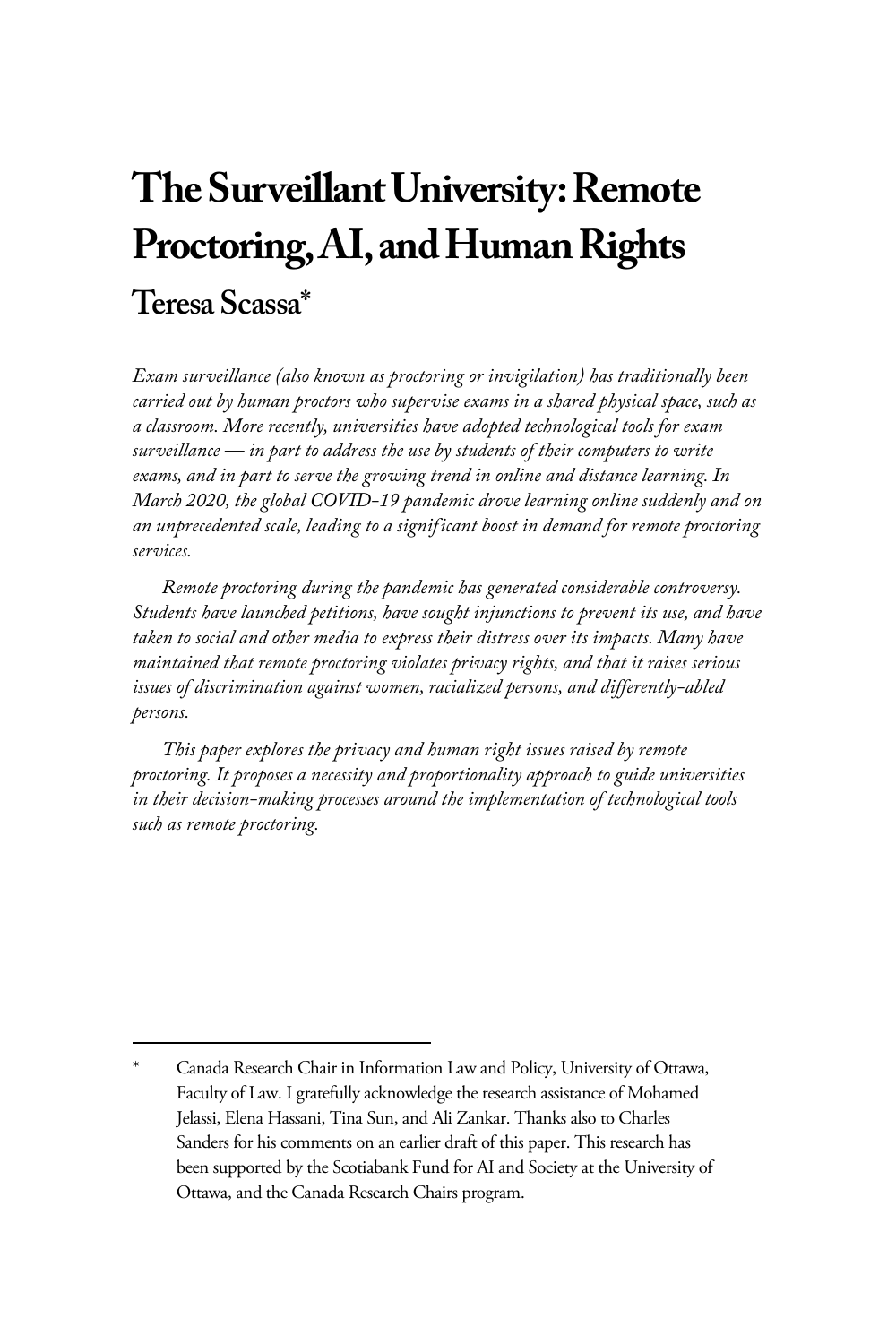# The Surveillant University: Remote Proctoring, AI, and Human Rights

## Teresa Scassa*

*Exam surveillance (also known as proctoring or invigilation) has traditionally been carried out by human proctors who supervise exams in a shared physical space, such as a classroom. More recently, universities have adopted technological tools for exam surveillance — in part to address the use by students of their computers to write exams, and in part to serve the growing trend in online and distance learning. In March 2020, the global COVID-19 pandemic drove learning online suddenly and on an unprecedented scale, leading to a significant boost in demand for remote proctoring services.*

*Remote proctoring during the pandemic has generated considerable controversy. Students have launched petitions, have sought injunctions to prevent its use, and have taken to social and other media to express their distress over its impacts. Many have maintained that remote proctoring violates privacy rights, and that it raises serious issues of discrimination against women, racialized persons, and differently-abled persons.*

*This paper explores the privacy and human right issues raised by remote proctoring. It proposes a necessity and proportionality approach to guide universities in their decision-making processes around the implementation of technological tools such as remote proctoring.*

---

\* Canada Research Chair in Information Law and Policy, University of Ottawa, Faculty of Law. I gratefully acknowledge the research assistance of Mohamed Jelassi, Elena Hassani, Tina Sun, and Ali Zankar. Thanks also to Charles Sanders for his comments on an earlier draft of this paper. This research has been supported by the Scotiabank Fund for AI and Society at the University of Ottawa, and the Canada Research Chairs program.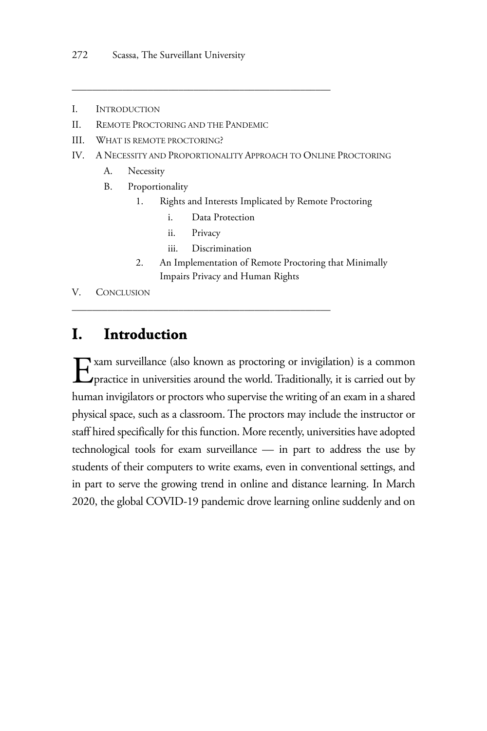- I. INTRODUCTION
- II. REMOTE PROCTORING AND THE PANDEMIC
- III. WHAT IS REMOTE PROCTORING?
- IV. A NECESSITY AND PROPORTIONALITY APPROACH TO ONLINE PROCTORING
  - A. Necessity
  - B. Proportionality
    - 1. Rights and Interests Implicated by Remote Proctoring
      - i. Data Protection
      - ii. Privacy
      - iii. Discrimination
    - 2. An Implementation of Remote Proctoring that Minimally Impairs Privacy and Human Rights
- V. CONCLUSION

## I. Introduction

Exam surveillance (also known as proctoring or invigilation) is a common practice in universities around the world. Traditionally, it is carried out by human invigilators or proctors who supervise the writing of an exam in a shared physical space, such as a classroom. The proctors may include the instructor or staff hired specifically for this function. More recently, universities have adopted technological tools for exam surveillance — in part to address the use by students of their computers to write exams, even in conventional settings, and in part to serve the growing trend in online and distance learning. In March 2020, the global COVID-19 pandemic drove learning online suddenly and on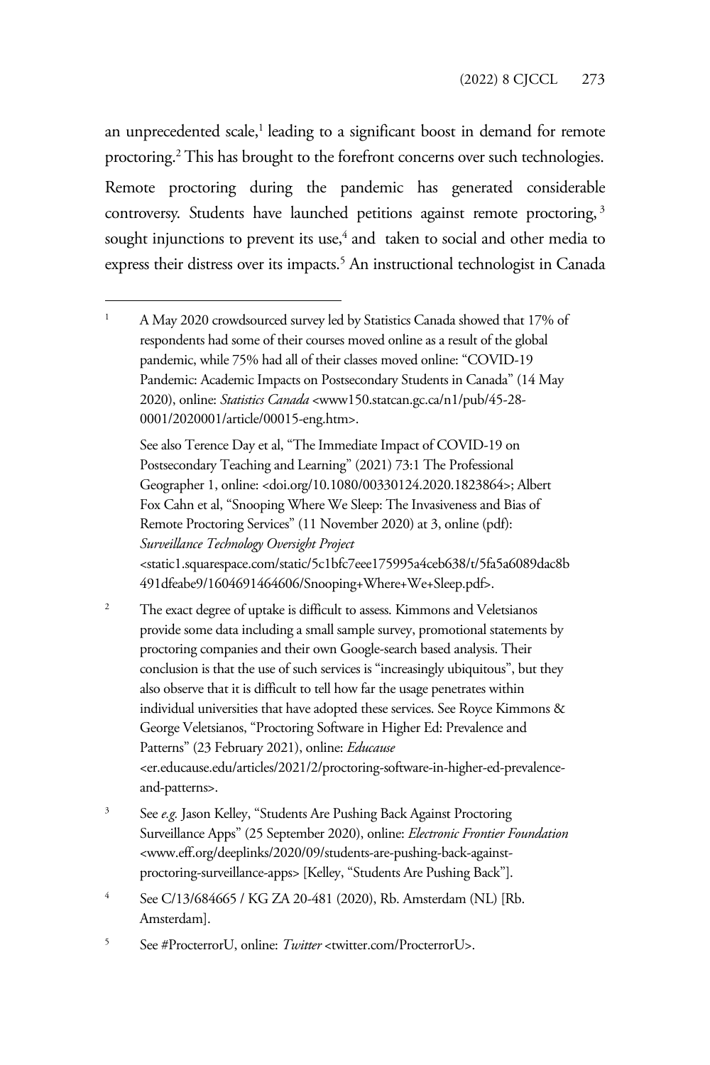an unprecedented scale,[1] leading to a significant boost in demand for remote proctoring.[2] This has brought to the forefront concerns over such technologies. Remote proctoring during the pandemic has generated considerable controversy. Students have launched petitions against remote proctoring,[3] sought injunctions to prevent its use,[4] and taken to social and other media to express their distress over its impacts.[5] An instructional technologist in Canada

---

[1] A May 2020 crowdsourced survey led by Statistics Canada showed that 17% of respondents had some of their courses moved online as a result of the global pandemic, while 75% had all of their classes moved online: "COVID-19 Pandemic: Academic Impacts on Postsecondary Students in Canada" (14 May 2020), online: *Statistics Canada* <www150.statcan.gc.ca/n1/pub/45-28-0001/2020001/article/00015-eng.htm>.

See also Terence Day et al, "The Immediate Impact of COVID-19 on Postsecondary Teaching and Learning" (2021) 73:1 The Professional Geographer 1, online: <doi.org/10.1080/00330124.2020.1823864>; Albert Fox Cahn et al, "Snooping Where We Sleep: The Invasiveness and Bias of Remote Proctoring Services" (11 November 2020) at 3, online (pdf): *Surveillance Technology Oversight Project* <static1.squarespace.com/static/5c1bfc7eee175995a4ceb638/t/5fa5a6089dac8b491dfeabe9/1604691464606/Snooping+Where+We+Sleep.pdf>.

[2] The exact degree of uptake is difficult to assess. Kimmons and Veletsianos provide some data including a small sample survey, promotional statements by proctoring companies and their own Google-search based analysis. Their conclusion is that the use of such services is "increasingly ubiquitous", but they also observe that it is difficult to tell how far the usage penetrates within individual universities that have adopted these services. See Royce Kimmons & George Veletsianos, "Proctoring Software in Higher Ed: Prevalence and Patterns" (23 February 2021), online: *Educause* <er.educause.edu/articles/2021/2/proctoring-software-in-higher-ed-prevalence-and-patterns>.

[3] See *e.g.* Jason Kelley, "Students Are Pushing Back Against Proctoring Surveillance Apps" (25 September 2020), online: *Electronic Frontier Foundation* <www.eff.org/deeplinks/2020/09/students-are-pushing-back-against-proctoring-surveillance-apps> [Kelley, "Students Are Pushing Back"].

[4] See C/13/684665 / KG ZA 20-481 (2020), Rb. Amsterdam (NL) [Rb. Amsterdam].

[5] See #ProcterrorU, online: *Twitter* <twitter.com/ProcterrorU>.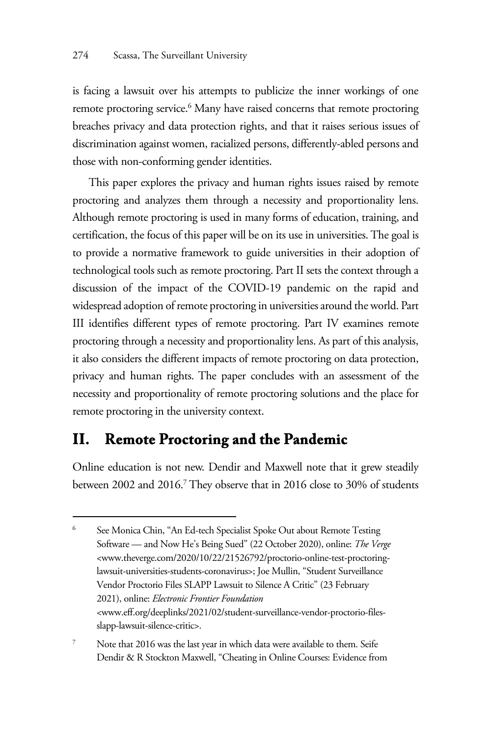is facing a lawsuit over his attempts to publicize the inner workings of one remote proctoring service.[6] Many have raised concerns that remote proctoring breaches privacy and data protection rights, and that it raises serious issues of discrimination against women, racialized persons, differently-abled persons and those with non-conforming gender identities.

This paper explores the privacy and human rights issues raised by remote proctoring and analyzes them through a necessity and proportionality lens. Although remote proctoring is used in many forms of education, training, and certification, the focus of this paper will be on its use in universities. The goal is to provide a normative framework to guide universities in their adoption of technological tools such as remote proctoring. Part II sets the context through a discussion of the impact of the COVID-19 pandemic on the rapid and widespread adoption of remote proctoring in universities around the world. Part III identifies different types of remote proctoring. Part IV examines remote proctoring through a necessity and proportionality lens. As part of this analysis, it also considers the different impacts of remote proctoring on data protection, privacy and human rights. The paper concludes with an assessment of the necessity and proportionality of remote proctoring solutions and the place for remote proctoring in the university context.

## II. Remote Proctoring and the Pandemic

Online education is not new. Dendir and Maxwell note that it grew steadily between 2002 and 2016.[7] They observe that in 2016 close to 30% of students

---

[6] See Monica Chin, "An Ed-tech Specialist Spoke Out about Remote Testing Software — and Now He's Being Sued" (22 October 2020), online: *The Verge* <www.theverge.com/2020/10/22/21526792/proctorio-online-test-proctoring-lawsuit-universities-students-coronavirus>; Joe Mullin, "Student Surveillance Vendor Proctorio Files SLAPP Lawsuit to Silence A Critic" (23 February 2021), online: *Electronic Frontier Foundation* <www.eff.org/deeplinks/2021/02/student-surveillance-vendor-proctorio-files-slapp-lawsuit-silence-critic>.

[7] Note that 2016 was the last year in which data were available to them. Seife Dendir & R Stockton Maxwell, "Cheating in Online Courses: Evidence from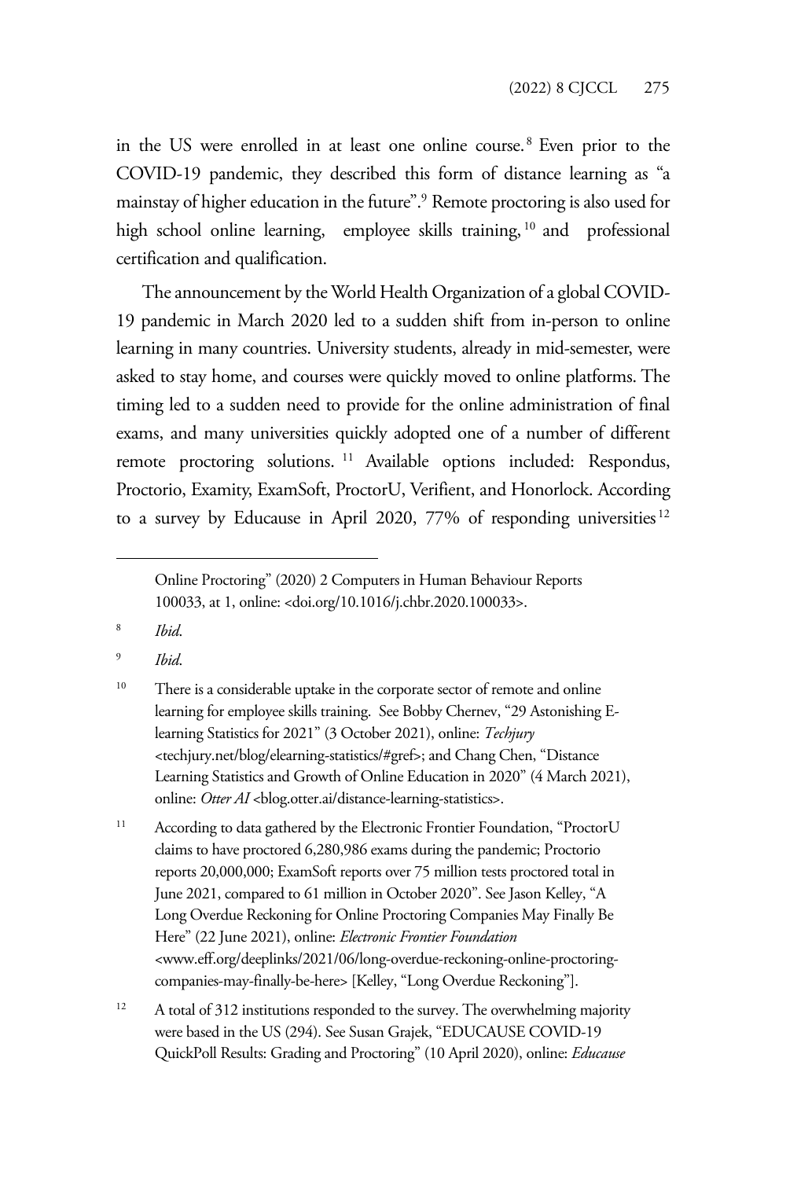in the US were enrolled in at least one online course.[8] Even prior to the COVID-19 pandemic, they described this form of distance learning as "a mainstay of higher education in the future".[9] Remote proctoring is also used for high school online learning, employee skills training,[10] and professional certification and qualification.

The announcement by the World Health Organization of a global COVID-19 pandemic in March 2020 led to a sudden shift from in-person to online learning in many countries. University students, already in mid-semester, were asked to stay home, and courses were quickly moved to online platforms. The timing led to a sudden need to provide for the online administration of final exams, and many universities quickly adopted one of a number of different remote proctoring solutions.[11] Available options included: Respondus, Proctorio, Examity, ExamSoft, ProctorU, Verifient, and Honorlock. According to a survey by Educause in April 2020, 77% of responding universities[12]

---

Online Proctoring" (2020) 2 Computers in Human Behaviour Reports 100033, at 1, online: <doi.org/10.1016/j.chbr.2020.100033>.

[8] *Ibid.*

[9] *Ibid.*

[10] There is a considerable uptake in the corporate sector of remote and online learning for employee skills training. See Bobby Chernev, "29 Astonishing E-learning Statistics for 2021" (3 October 2021), online: *Techjury* <techjury.net/blog/elearning-statistics/#gref>; and Chang Chen, "Distance Learning Statistics and Growth of Online Education in 2020" (4 March 2021), online: *Otter AI* <blog.otter.ai/distance-learning-statistics>.

[11] According to data gathered by the Electronic Frontier Foundation, "ProctorU claims to have proctored 6,280,986 exams during the pandemic; Proctorio reports 20,000,000; ExamSoft reports over 75 million tests proctored total in June 2021, compared to 61 million in October 2020". See Jason Kelley, "A Long Overdue Reckoning for Online Proctoring Companies May Finally Be Here" (22 June 2021), online: *Electronic Frontier Foundation* <www.eff.org/deeplinks/2021/06/long-overdue-reckoning-online-proctoring-companies-may-finally-be-here> [Kelley, "Long Overdue Reckoning"].

[12] A total of 312 institutions responded to the survey. The overwhelming majority were based in the US (294). See Susan Grajek, "EDUCAUSE COVID-19 QuickPoll Results: Grading and Proctoring" (10 April 2020), online: *Educause*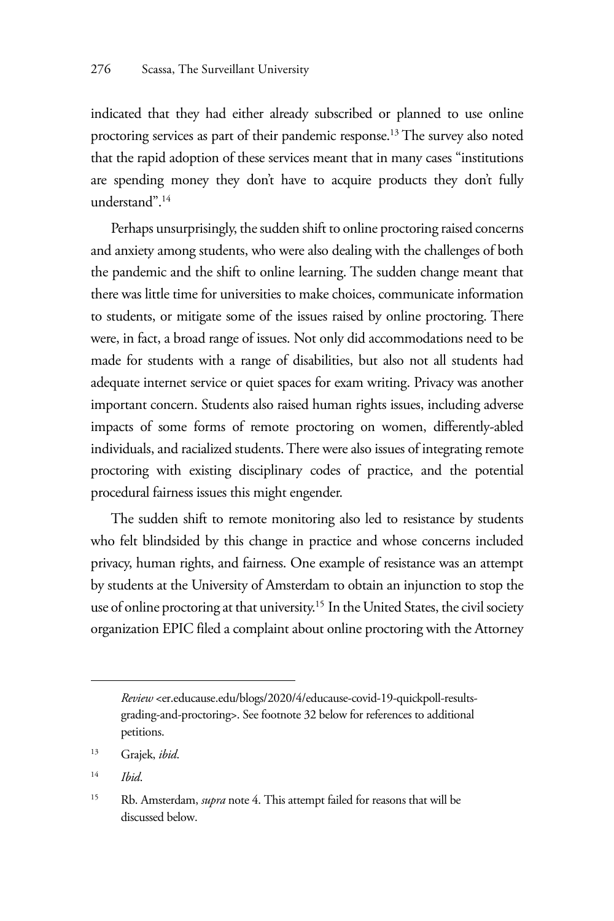indicated that they had either already subscribed or planned to use online proctoring services as part of their pandemic response.[13] The survey also noted that the rapid adoption of these services meant that in many cases "institutions are spending money they don't have to acquire products they don't fully understand".[14]

Perhaps unsurprisingly, the sudden shift to online proctoring raised concerns and anxiety among students, who were also dealing with the challenges of both the pandemic and the shift to online learning. The sudden change meant that there was little time for universities to make choices, communicate information to students, or mitigate some of the issues raised by online proctoring. There were, in fact, a broad range of issues. Not only did accommodations need to be made for students with a range of disabilities, but also not all students had adequate internet service or quiet spaces for exam writing. Privacy was another important concern. Students also raised human rights issues, including adverse impacts of some forms of remote proctoring on women, differently-abled individuals, and racialized students. There were also issues of integrating remote proctoring with existing disciplinary codes of practice, and the potential procedural fairness issues this might engender.

The sudden shift to remote monitoring also led to resistance by students who felt blindsided by this change in practice and whose concerns included privacy, human rights, and fairness. One example of resistance was an attempt by students at the University of Amsterdam to obtain an injunction to stop the use of online proctoring at that university.[15] In the United States, the civil society organization EPIC filed a complaint about online proctoring with the Attorney

---

*Review* <er.educause.edu/blogs/2020/4/educause-covid-19-quickpoll-results-grading-and-proctoring>. See footnote 32 below for references to additional petitions.

[13] Grajek, *ibid*.

[14] *Ibid*.

[15] Rb. Amsterdam, *supra* note 4. This attempt failed for reasons that will be discussed below.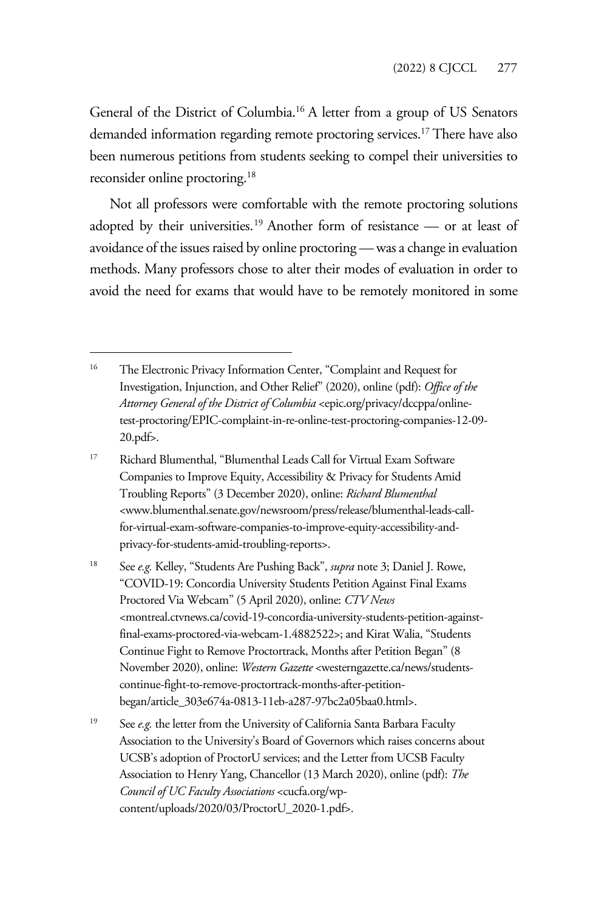General of the District of Columbia.[16] A letter from a group of US Senators demanded information regarding remote proctoring services.[17] There have also been numerous petitions from students seeking to compel their universities to reconsider online proctoring.[18]

Not all professors were comfortable with the remote proctoring solutions adopted by their universities.[19] Another form of resistance — or at least of avoidance of the issues raised by online proctoring — was a change in evaluation methods. Many professors chose to alter their modes of evaluation in order to avoid the need for exams that would have to be remotely monitored in some

---

[16] The Electronic Privacy Information Center, "Complaint and Request for Investigation, Injunction, and Other Relief" (2020), online (pdf): *Office of the Attorney General of the District of Columbia* <epic.org/privacy/dccppa/online-test-proctoring/EPIC-complaint-in-re-online-test-proctoring-companies-12-09-20.pdf>.

[17] Richard Blumenthal, "Blumenthal Leads Call for Virtual Exam Software Companies to Improve Equity, Accessibility & Privacy for Students Amid Troubling Reports" (3 December 2020), online: *Richard Blumenthal* <www.blumenthal.senate.gov/newsroom/press/release/blumenthal-leads-call-for-virtual-exam-software-companies-to-improve-equity-accessibility-and-privacy-for-students-amid-troubling-reports>.

[18] See *e.g.* Kelley, "Students Are Pushing Back", *supra* note 3; Daniel J. Rowe, "COVID-19: Concordia University Students Petition Against Final Exams Proctored Via Webcam" (5 April 2020), online: *CTV News* <montreal.ctvnews.ca/covid-19-concordia-university-students-petition-against-final-exams-proctored-via-webcam-1.4882522>; and Kirat Walia, "Students Continue Fight to Remove Proctortrack, Months after Petition Began" (8 November 2020), online: *Western Gazette* <westerngazette.ca/news/students-continue-fight-to-remove-proctortrack-months-after-petition-began/article_303e674a-0813-11eb-a287-97bc2a05baa0.html>.

[19] See *e.g.* the letter from the University of California Santa Barbara Faculty Association to the University's Board of Governors which raises concerns about UCSB's adoption of ProctorU services; and the Letter from UCSB Faculty Association to Henry Yang, Chancellor (13 March 2020), online (pdf): *The Council of UC Faculty Associations* <cucfa.org/wp-content/uploads/2020/03/ProctorU_2020-1.pdf>.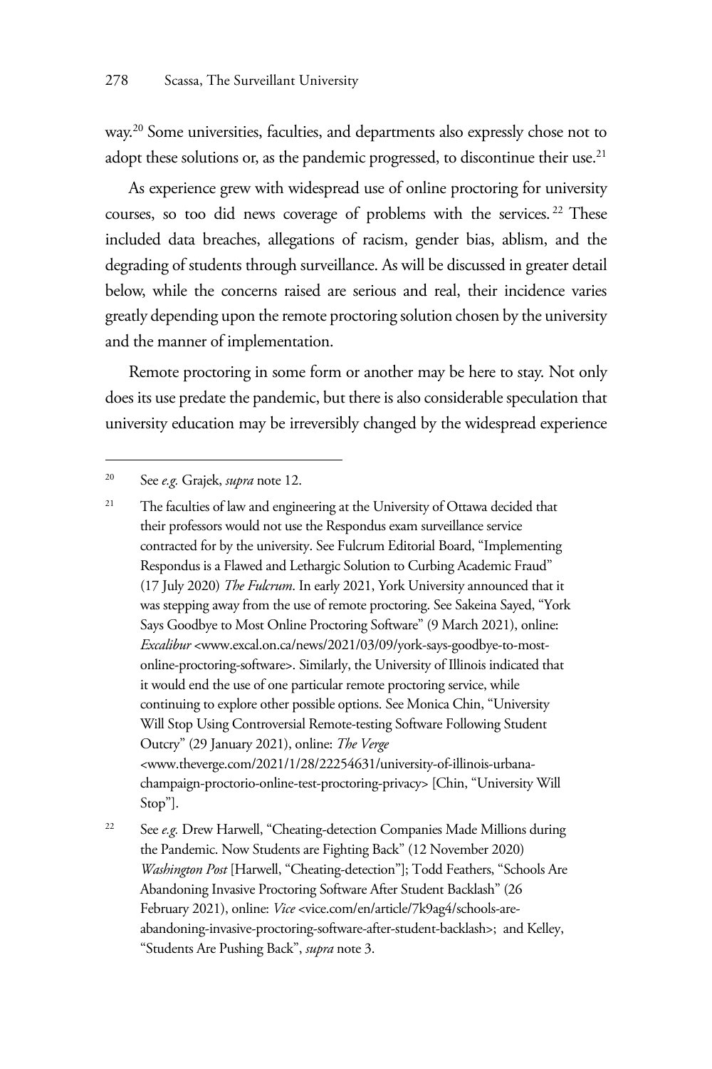way.[20] Some universities, faculties, and departments also expressly chose not to adopt these solutions or, as the pandemic progressed, to discontinue their use.[21]

As experience grew with widespread use of online proctoring for university courses, so too did news coverage of problems with the services.[22] These included data breaches, allegations of racism, gender bias, ablism, and the degrading of students through surveillance. As will be discussed in greater detail below, while the concerns raised are serious and real, their incidence varies greatly depending upon the remote proctoring solution chosen by the university and the manner of implementation.

Remote proctoring in some form or another may be here to stay. Not only does its use predate the pandemic, but there is also considerable speculation that university education may be irreversibly changed by the widespread experience

---

[20] See *e.g.* Grajek, *supra* note 12.

[21] The faculties of law and engineering at the University of Ottawa decided that their professors would not use the Respondus exam surveillance service contracted for by the university. See Fulcrum Editorial Board, "Implementing Respondus is a Flawed and Lethargic Solution to Curbing Academic Fraud" (17 July 2020) *The Fulcrum*. In early 2021, York University announced that it was stepping away from the use of remote proctoring. See Sakeina Sayed, "York Says Goodbye to Most Online Proctoring Software" (9 March 2021), online: *Excalibur* <www.excal.on.ca/news/2021/03/09/york-says-goodbye-to-most-online-proctoring-software>. Similarly, the University of Illinois indicated that it would end the use of one particular remote proctoring service, while continuing to explore other possible options. See Monica Chin, "University Will Stop Using Controversial Remote-testing Software Following Student Outcry" (29 January 2021), online: *The Verge* <www.theverge.com/2021/1/28/22254631/university-of-illinois-urbana-champaign-proctorio-online-test-proctoring-privacy> [Chin, "University Will Stop"].

[22] See *e.g.* Drew Harwell, "Cheating-detection Companies Made Millions during the Pandemic. Now Students are Fighting Back" (12 November 2020) *Washington Post* [Harwell, "Cheating-detection"]; Todd Feathers, "Schools Are Abandoning Invasive Proctoring Software After Student Backlash" (26 February 2021), online: *Vice* <vice.com/en/article/7k9ag4/schools-are-abandoning-invasive-proctoring-software-after-student-backlash>; and Kelley, "Students Are Pushing Back", *supra* note 3.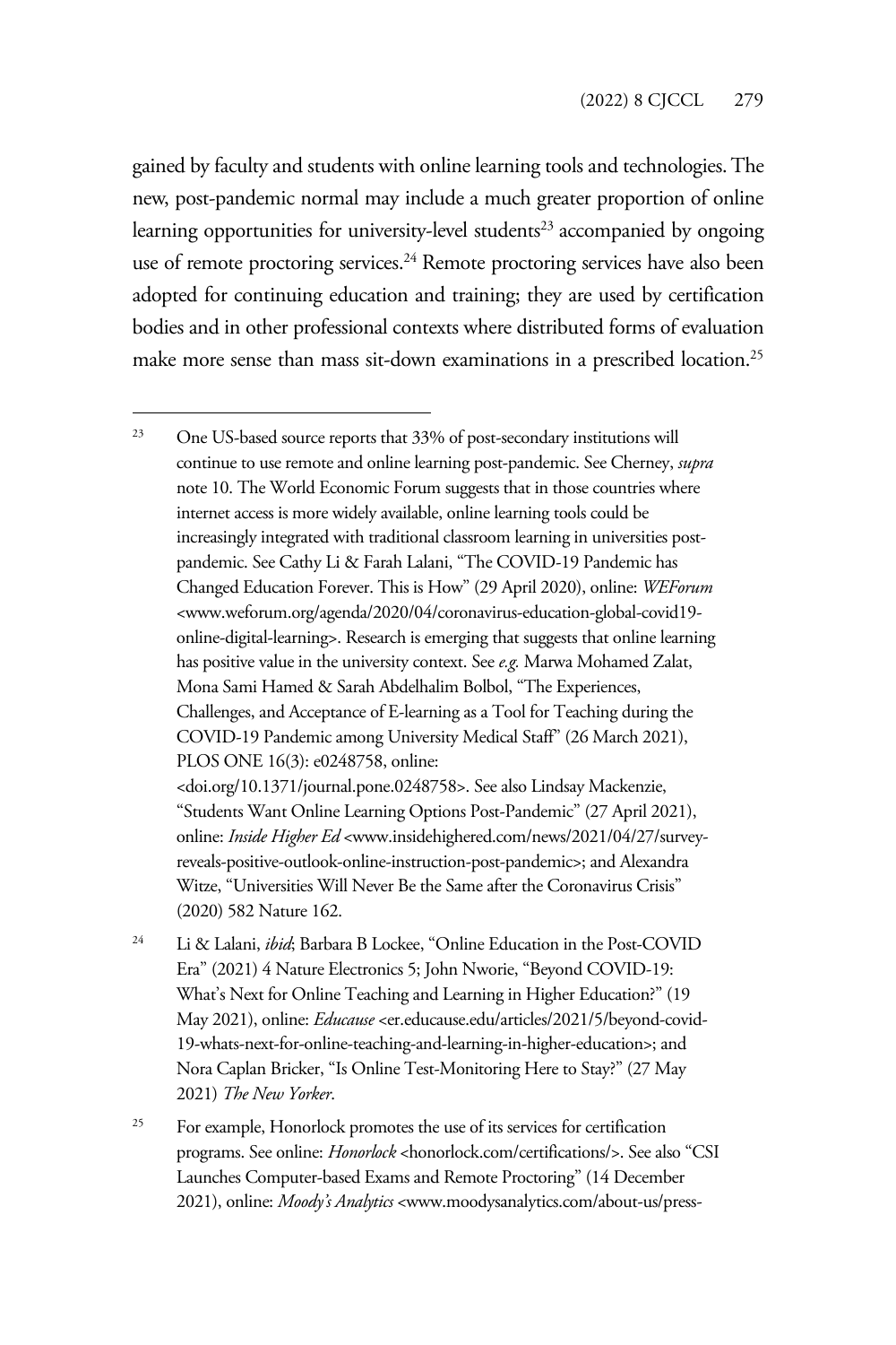gained by faculty and students with online learning tools and technologies. The new, post-pandemic normal may include a much greater proportion of online learning opportunities for university-level students[23] accompanied by ongoing use of remote proctoring services.[24] Remote proctoring services have also been adopted for continuing education and training; they are used by certification bodies and in other professional contexts where distributed forms of evaluation make more sense than mass sit-down examinations in a prescribed location.[25]

---

[23] One US-based source reports that 33% of post-secondary institutions will continue to use remote and online learning post-pandemic. See Cherney, *supra* note 10. The World Economic Forum suggests that in those countries where internet access is more widely available, online learning tools could be increasingly integrated with traditional classroom learning in universities post-pandemic. See Cathy Li & Farah Lalani, "The COVID-19 Pandemic has Changed Education Forever. This is How" (29 April 2020), online: *WEForum* <www.weforum.org/agenda/2020/04/coronavirus-education-global-covid19-online-digital-learning>. Research is emerging that suggests that online learning has positive value in the university context. See *e.g.* Marwa Mohamed Zalat, Mona Sami Hamed & Sarah Abdelhalim Bolbol, "The Experiences, Challenges, and Acceptance of E-learning as a Tool for Teaching during the COVID-19 Pandemic among University Medical Staff" (26 March 2021), PLOS ONE 16(3): e0248758, online: <doi.org/10.1371/journal.pone.0248758>. See also Lindsay Mackenzie, "Students Want Online Learning Options Post-Pandemic" (27 April 2021), online: *Inside Higher Ed* <www.insidehighered.com/news/2021/04/27/survey-reveals-positive-outlook-online-instruction-post-pandemic>; and Alexandra Witze, "Universities Will Never Be the Same after the Coronavirus Crisis" (2020) 582 Nature 162.

[24] Li & Lalani, *ibid*; Barbara B Lockee, "Online Education in the Post-COVID Era" (2021) 4 Nature Electronics 5; John Nworie, "Beyond COVID-19: What's Next for Online Teaching and Learning in Higher Education?" (19 May 2021), online: *Educause* <er.educause.edu/articles/2021/5/beyond-covid-19-whats-next-for-online-teaching-and-learning-in-higher-education>; and Nora Caplan Bricker, "Is Online Test-Monitoring Here to Stay?" (27 May 2021) *The New Yorker*.

[25] For example, Honorlock promotes the use of its services for certification programs. See online: *Honorlock* <honorlock.com/certifications/>. See also "CSI Launches Computer-based Exams and Remote Proctoring" (14 December 2021), online: *Moody's Analytics* <www.moodysanalytics.com/about-us/press-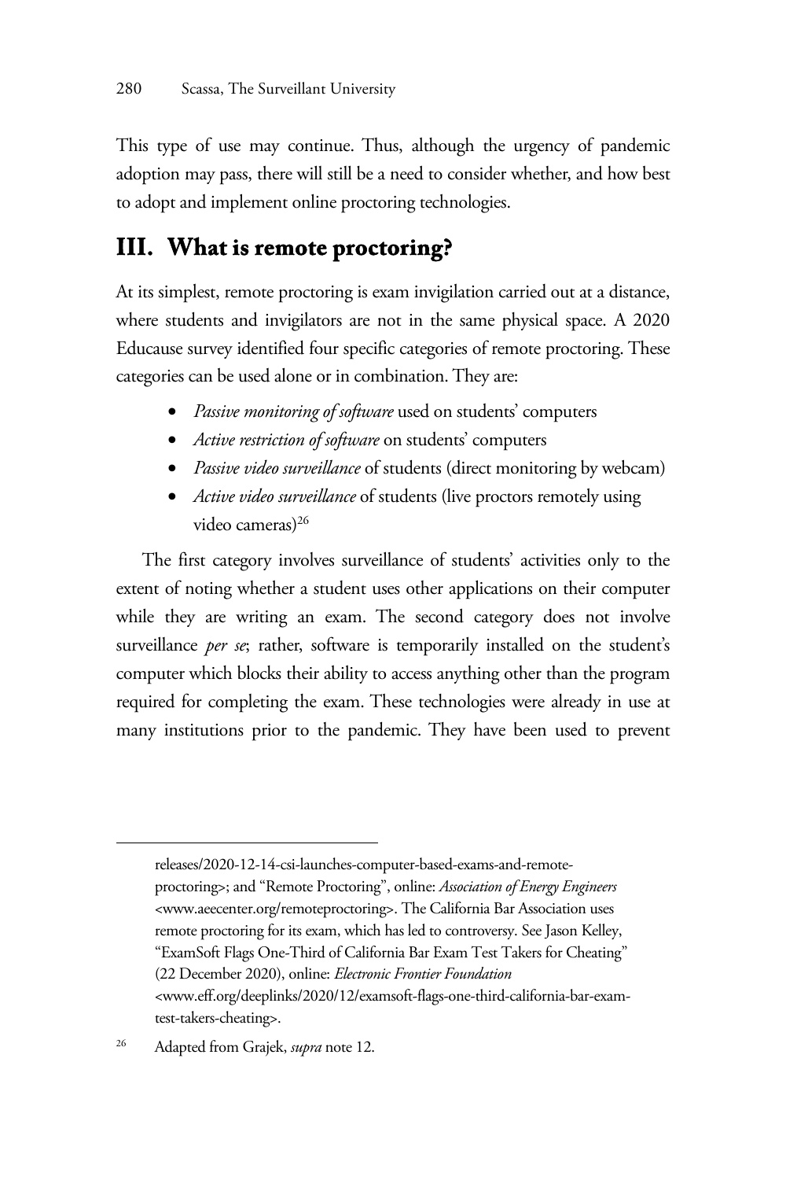This type of use may continue. Thus, although the urgency of pandemic adoption may pass, there will still be a need to consider whether, and how best to adopt and implement online proctoring technologies.

## III. What is remote proctoring?

At its simplest, remote proctoring is exam invigilation carried out at a distance, where students and invigilators are not in the same physical space. A 2020 Educause survey identified four specific categories of remote proctoring. These categories can be used alone or in combination. They are:

- *Passive monitoring of software* used on students' computers
- *Active restriction of software* on students' computers
- *Passive video surveillance* of students (direct monitoring by webcam)
- *Active video surveillance* of students (live proctors remotely using video cameras)[26]

The first category involves surveillance of students' activities only to the extent of noting whether a student uses other applications on their computer while they are writing an exam. The second category does not involve surveillance *per se*; rather, software is temporarily installed on the student's computer which blocks their ability to access anything other than the program required for completing the exam. These technologies were already in use at many institutions prior to the pandemic. They have been used to prevent

---

releases/2020-12-14-csi-launches-computer-based-exams-and-remote-proctoring>; and "Remote Proctoring", online: *Association of Energy Engineers* <www.aeecenter.org/remoteproctoring>. The California Bar Association uses remote proctoring for its exam, which has led to controversy. See Jason Kelley, "ExamSoft Flags One-Third of California Bar Exam Test Takers for Cheating" (22 December 2020), online: *Electronic Frontier Foundation* <www.eff.org/deeplinks/2020/12/examsoft-flags-one-third-california-bar-exam-test-takers-cheating>.

[26] Adapted from Grajek, *supra* note 12.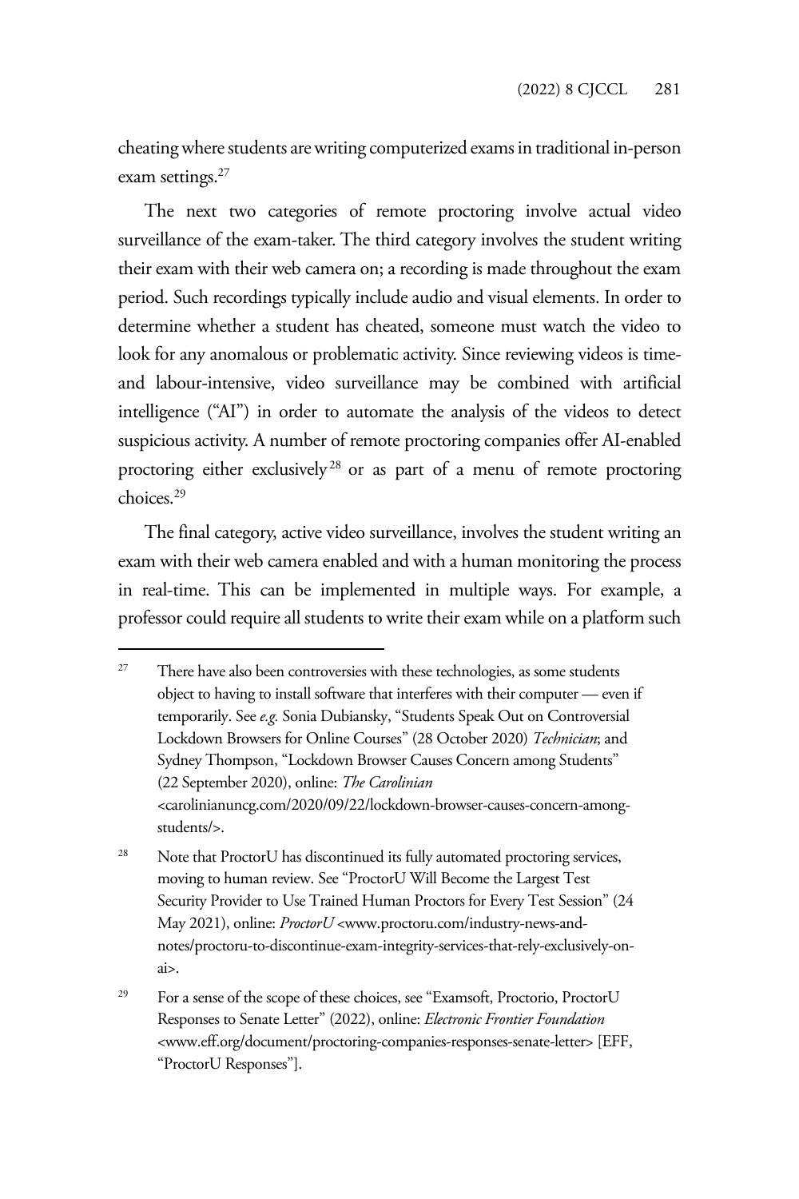cheating where students are writing computerized exams in traditional in-person exam settings.[27]

The next two categories of remote proctoring involve actual video surveillance of the exam-taker. The third category involves the student writing their exam with their web camera on; a recording is made throughout the exam period. Such recordings typically include audio and visual elements. In order to determine whether a student has cheated, someone must watch the video to look for any anomalous or problematic activity. Since reviewing videos is time- and labour-intensive, video surveillance may be combined with artificial intelligence ("AI") in order to automate the analysis of the videos to detect suspicious activity. A number of remote proctoring companies offer AI-enabled proctoring either exclusively[28] or as part of a menu of remote proctoring choices.[29]

The final category, active video surveillance, involves the student writing an exam with their web camera enabled and with a human monitoring the process in real-time. This can be implemented in multiple ways. For example, a professor could require all students to write their exam while on a platform such

---

[27] There have also been controversies with these technologies, as some students object to having to install software that interferes with their computer — even if temporarily. See *e.g.* Sonia Dubiansky, "Students Speak Out on Controversial Lockdown Browsers for Online Courses" (28 October 2020) *Technician*; and Sydney Thompson, "Lockdown Browser Causes Concern among Students" (22 September 2020), online: *The Carolinian* <carolinianuncg.com/2020/09/22/lockdown-browser-causes-concern-among-students/>.

[28] Note that ProctorU has discontinued its fully automated proctoring services, moving to human review. See "ProctorU Will Become the Largest Test Security Provider to Use Trained Human Proctors for Every Test Session" (24 May 2021), online: *ProctorU* <www.proctoru.com/industry-news-and-notes/proctoru-to-discontinue-exam-integrity-services-that-rely-exclusively-on-ai>.

[29] For a sense of the scope of these choices, see "Examsoft, Proctorio, ProctorU Responses to Senate Letter" (2022), online: *Electronic Frontier Foundation* <www.eff.org/document/proctoring-companies-responses-senate-letter> [EFF, "ProctorU Responses"].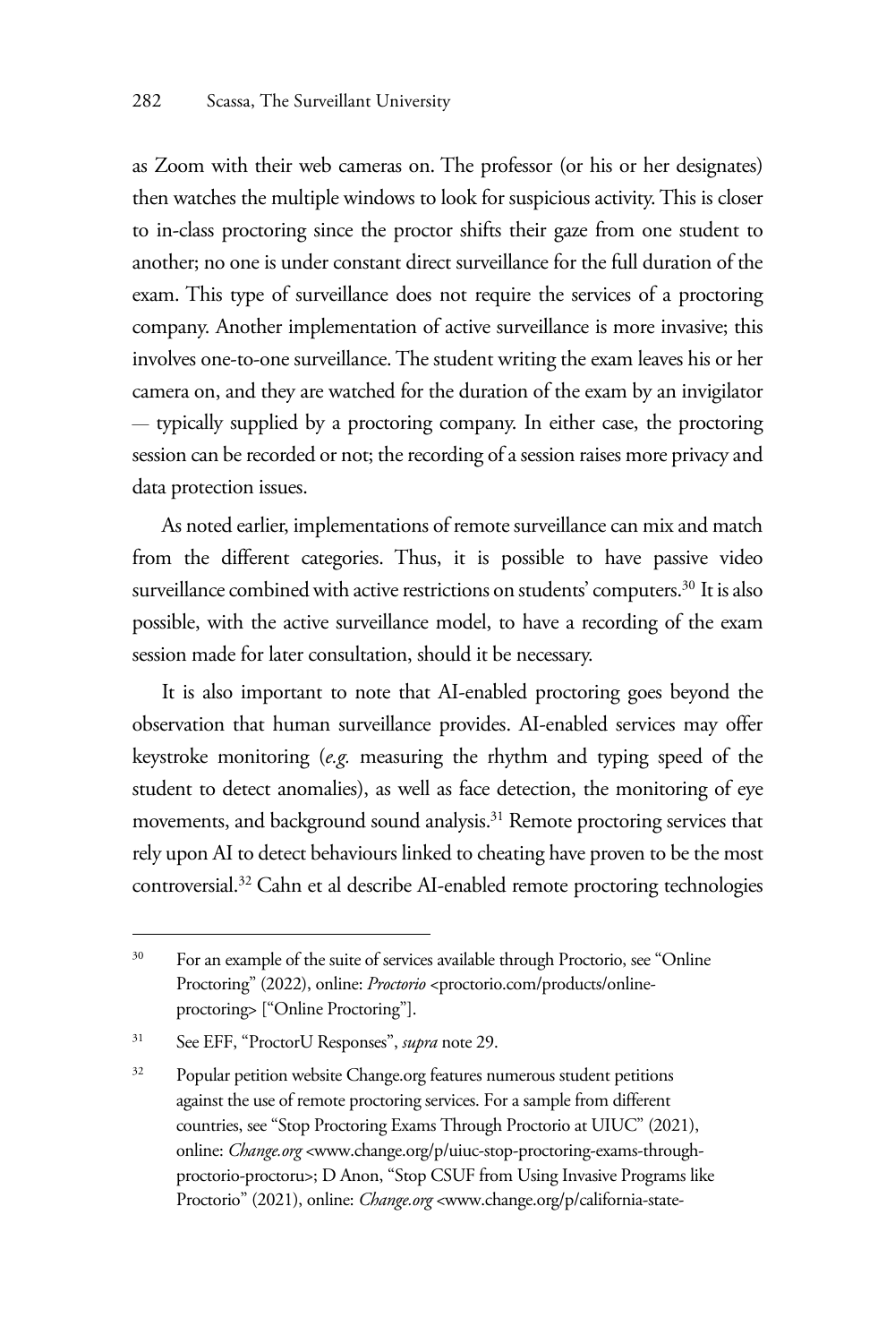as Zoom with their web cameras on. The professor (or his or her designates) then watches the multiple windows to look for suspicious activity. This is closer to in-class proctoring since the proctor shifts their gaze from one student to another; no one is under constant direct surveillance for the full duration of the exam. This type of surveillance does not require the services of a proctoring company. Another implementation of active surveillance is more invasive; this involves one-to-one surveillance. The student writing the exam leaves his or her camera on, and they are watched for the duration of the exam by an invigilator — typically supplied by a proctoring company. In either case, the proctoring session can be recorded or not; the recording of a session raises more privacy and data protection issues.

As noted earlier, implementations of remote surveillance can mix and match from the different categories. Thus, it is possible to have passive video surveillance combined with active restrictions on students' computers.[30] It is also possible, with the active surveillance model, to have a recording of the exam session made for later consultation, should it be necessary.

It is also important to note that AI-enabled proctoring goes beyond the observation that human surveillance provides. AI-enabled services may offer keystroke monitoring (*e.g.* measuring the rhythm and typing speed of the student to detect anomalies), as well as face detection, the monitoring of eye movements, and background sound analysis.[31] Remote proctoring services that rely upon AI to detect behaviours linked to cheating have proven to be the most controversial.[32] Cahn et al describe AI-enabled remote proctoring technologies

---

[30] For an example of the suite of services available through Proctorio, see "Online Proctoring" (2022), online: *Proctorio* <proctorio.com/products/online-proctoring> ["Online Proctoring"].

[31] See EFF, "ProctorU Responses", *supra* note 29.

[32] Popular petition website Change.org features numerous student petitions against the use of remote proctoring services. For a sample from different countries, see "Stop Proctoring Exams Through Proctorio at UIUC" (2021), online: *Change.org* <www.change.org/p/uiuc-stop-proctoring-exams-through-proctorio-proctoru>; D Anon, "Stop CSUF from Using Invasive Programs like Proctorio" (2021), online: *Change.org* <www.change.org/p/california-state-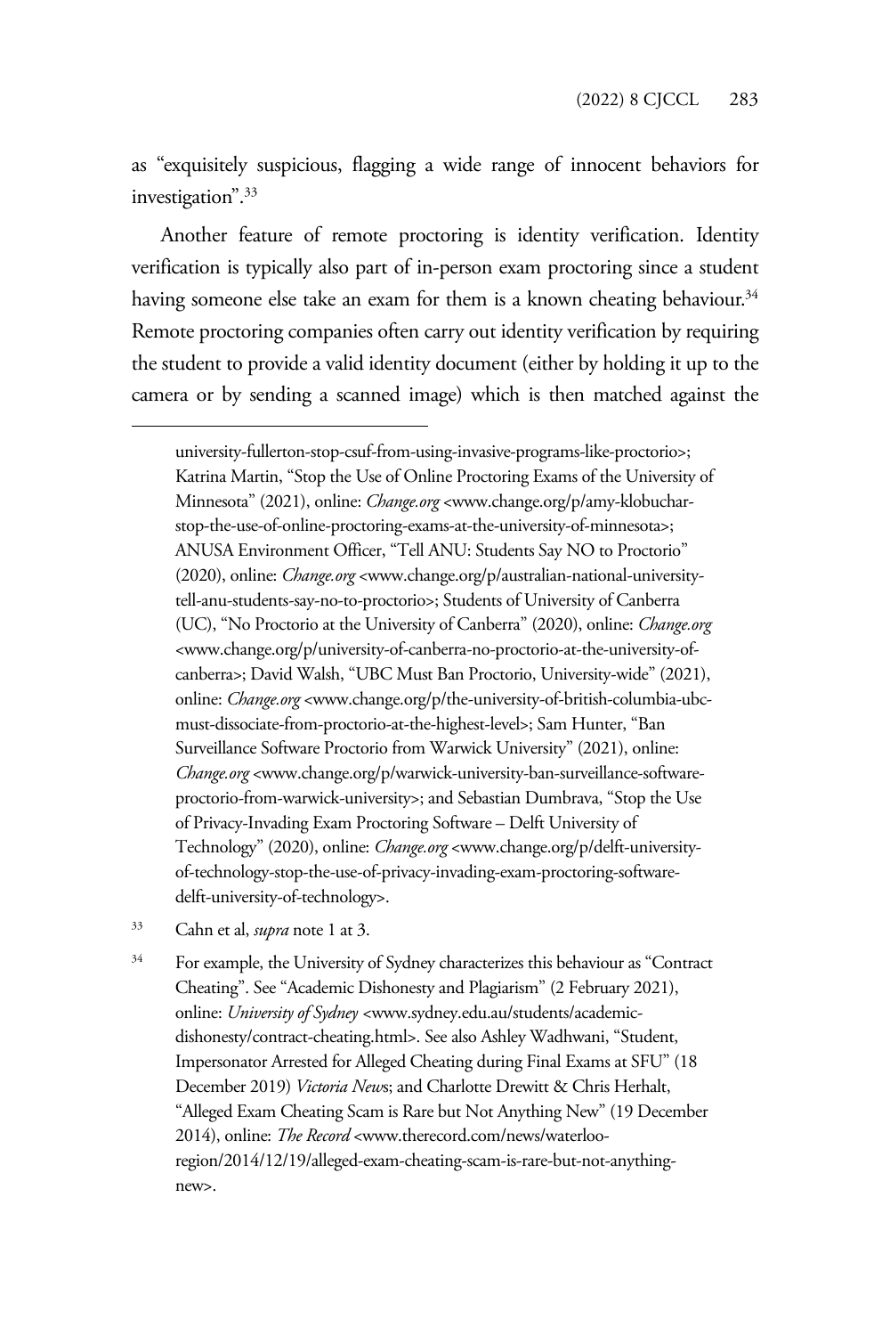as "exquisitely suspicious, flagging a wide range of innocent behaviors for investigation".[33]

Another feature of remote proctoring is identity verification. Identity verification is typically also part of in-person exam proctoring since a student having someone else take an exam for them is a known cheating behaviour.[34] Remote proctoring companies often carry out identity verification by requiring the student to provide a valid identity document (either by holding it up to the camera or by sending a scanned image) which is then matched against the

---

university-fullerton-stop-csuf-from-using-invasive-programs-like-proctorio>; Katrina Martin, "Stop the Use of Online Proctoring Exams of the University of Minnesota" (2021), online: *Change.org* <www.change.org/p/amy-klobuchar-stop-the-use-of-online-proctoring-exams-at-the-university-of-minnesota>; ANUSA Environment Officer, "Tell ANU: Students Say NO to Proctorio" (2020), online: *Change.org* <www.change.org/p/australian-national-university-tell-anu-students-say-no-to-proctorio>; Students of University of Canberra (UC), "No Proctorio at the University of Canberra" (2020), online: *Change.org* <www.change.org/p/university-of-canberra-no-proctorio-at-the-university-of-canberra>; David Walsh, "UBC Must Ban Proctorio, University-wide" (2021), online: *Change.org* <www.change.org/p/the-university-of-british-columbia-ubc-must-dissociate-from-proctorio-at-the-highest-level>; Sam Hunter, "Ban Surveillance Software Proctorio from Warwick University" (2021), online: *Change.org* <www.change.org/p/warwick-university-ban-surveillance-software-proctorio-from-warwick-university>; and Sebastian Dumbrava, "Stop the Use of Privacy-Invading Exam Proctoring Software – Delft University of Technology" (2020), online: *Change.org* <www.change.org/p/delft-university-of-technology-stop-the-use-of-privacy-invading-exam-proctoring-software-delft-university-of-technology>.

[33] Cahn et al, *supra* note 1 at 3.

[34] For example, the University of Sydney characterizes this behaviour as "Contract Cheating". See "Academic Dishonesty and Plagiarism" (2 February 2021), online: *University of Sydney* <www.sydney.edu.au/students/academic-dishonesty/contract-cheating.html>. See also Ashley Wadhwani, "Student, Impersonator Arrested for Alleged Cheating during Final Exams at SFU" (18 December 2019) *Victoria News*; and Charlotte Drewitt & Chris Herhalt, "Alleged Exam Cheating Scam is Rare but Not Anything New" (19 December 2014), online: *The Record* <www.therecord.com/news/waterloo-region/2014/12/19/alleged-exam-cheating-scam-is-rare-but-not-anything-new>.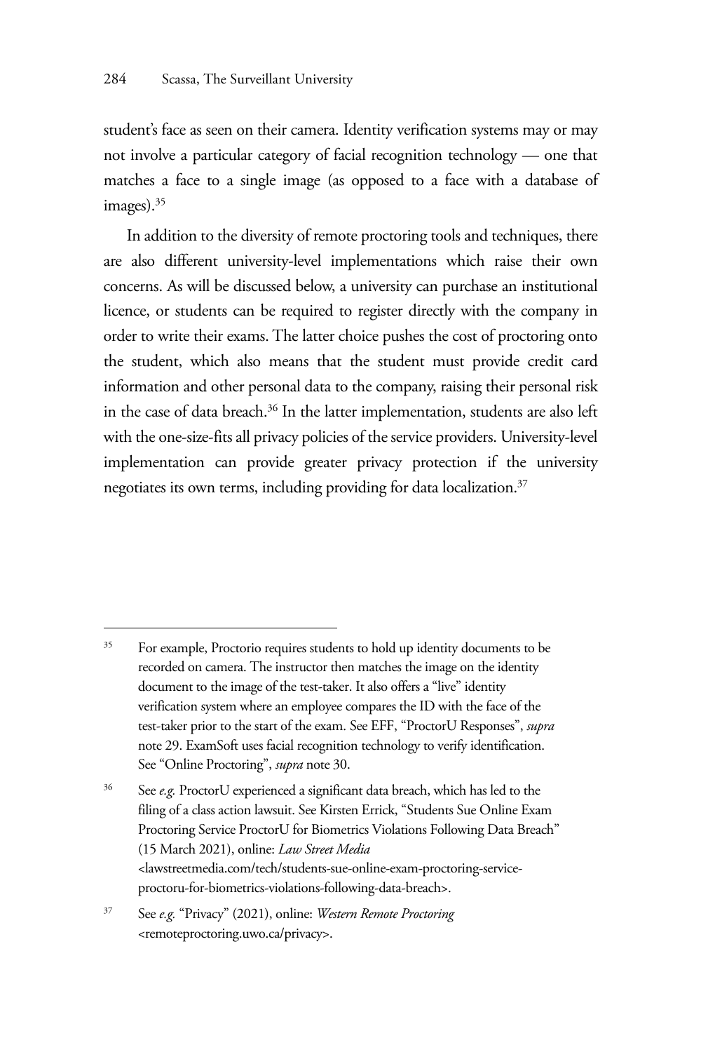student's face as seen on their camera. Identity verification systems may or may not involve a particular category of facial recognition technology — one that matches a face to a single image (as opposed to a face with a database of images).[35]

In addition to the diversity of remote proctoring tools and techniques, there are also different university-level implementations which raise their own concerns. As will be discussed below, a university can purchase an institutional licence, or students can be required to register directly with the company in order to write their exams. The latter choice pushes the cost of proctoring onto the student, which also means that the student must provide credit card information and other personal data to the company, raising their personal risk in the case of data breach.[36] In the latter implementation, students are also left with the one-size-fits all privacy policies of the service providers. University-level implementation can provide greater privacy protection if the university negotiates its own terms, including providing for data localization.[37]

---

[35] For example, Proctorio requires students to hold up identity documents to be recorded on camera. The instructor then matches the image on the identity document to the image of the test-taker. It also offers a "live" identity verification system where an employee compares the ID with the face of the test-taker prior to the start of the exam. See EFF, "ProctorU Responses", *supra* note 29. ExamSoft uses facial recognition technology to verify identification. See "Online Proctoring", *supra* note 30.

[36] See *e.g.* ProctorU experienced a significant data breach, which has led to the filing of a class action lawsuit. See Kirsten Errick, "Students Sue Online Exam Proctoring Service ProctorU for Biometrics Violations Following Data Breach" (15 March 2021), online: *Law Street Media* <lawstreetmedia.com/tech/students-sue-online-exam-proctoring-service-proctoru-for-biometrics-violations-following-data-breach>.

[37] See *e.g.* "Privacy" (2021), online: *Western Remote Proctoring* <remoteproctoring.uwo.ca/privacy>.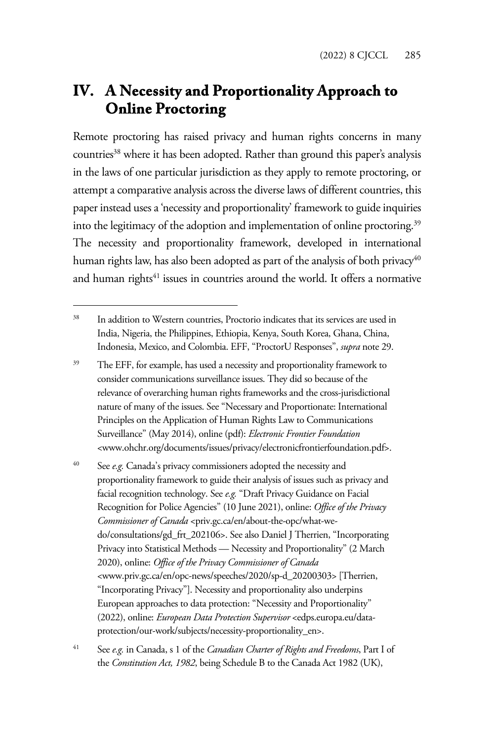## IV. A Necessity and Proportionality Approach to Online Proctoring

Remote proctoring has raised privacy and human rights concerns in many countries[38] where it has been adopted. Rather than ground this paper's analysis in the laws of one particular jurisdiction as they apply to remote proctoring, or attempt a comparative analysis across the diverse laws of different countries, this paper instead uses a 'necessity and proportionality' framework to guide inquiries into the legitimacy of the adoption and implementation of online proctoring.[39] The necessity and proportionality framework, developed in international human rights law, has also been adopted as part of the analysis of both privacy[40] and human rights[41] issues in countries around the world. It offers a normative

---

[38] In addition to Western countries, Proctorio indicates that its services are used in India, Nigeria, the Philippines, Ethiopia, Kenya, South Korea, Ghana, China, Indonesia, Mexico, and Colombia. EFF, "ProctorU Responses", *supra* note 29.

[39] The EFF, for example, has used a necessity and proportionality framework to consider communications surveillance issues. They did so because of the relevance of overarching human rights frameworks and the cross-jurisdictional nature of many of the issues. See "Necessary and Proportionate: International Principles on the Application of Human Rights Law to Communications Surveillance" (May 2014), online (pdf): *Electronic Frontier Foundation* <www.ohchr.org/documents/issues/privacy/electronicfrontierfoundation.pdf>.

[40] See *e.g.* Canada's privacy commissioners adopted the necessity and proportionality framework to guide their analysis of issues such as privacy and facial recognition technology. See *e.g.* "Draft Privacy Guidance on Facial Recognition for Police Agencies" (10 June 2021), online: *Office of the Privacy Commissioner of Canada* <priv.gc.ca/en/about-the-opc/what-we-do/consultations/gd_frt_202106>. See also Daniel J Therrien, "Incorporating Privacy into Statistical Methods — Necessity and Proportionality" (2 March 2020), online: *Office of the Privacy Commissioner of Canada* <www.priv.gc.ca/en/opc-news/speeches/2020/sp-d_20200303> [Therrien, "Incorporating Privacy"]. Necessity and proportionality also underpins European approaches to data protection: "Necessity and Proportionality" (2022), online: *European Data Protection Supervisor* <edps.europa.eu/data-protection/our-work/subjects/necessity-proportionality_en>.

[41] See *e.g.* in Canada, s 1 of the *Canadian Charter of Rights and Freedoms*, Part I of the *Constitution Act, 1982*, being Schedule B to the Canada Act 1982 (UK),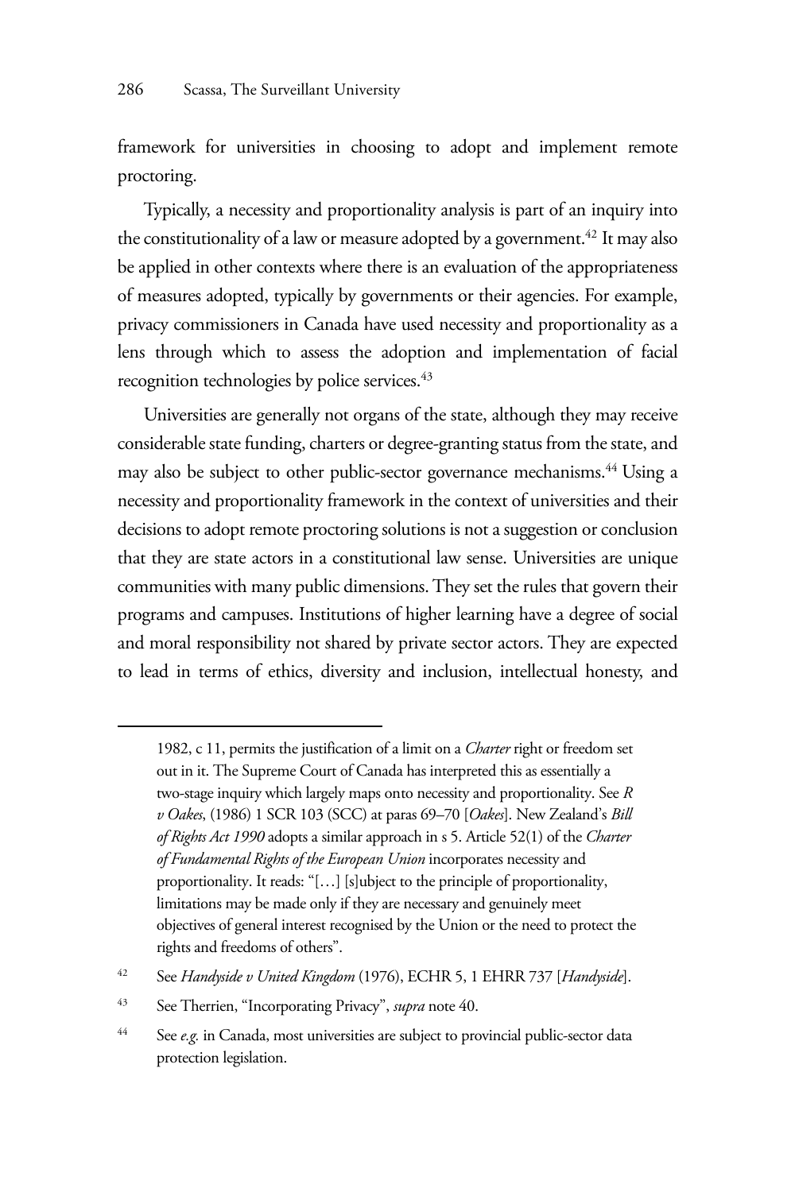framework for universities in choosing to adopt and implement remote proctoring.

Typically, a necessity and proportionality analysis is part of an inquiry into the constitutionality of a law or measure adopted by a government.[42] It may also be applied in other contexts where there is an evaluation of the appropriateness of measures adopted, typically by governments or their agencies. For example, privacy commissioners in Canada have used necessity and proportionality as a lens through which to assess the adoption and implementation of facial recognition technologies by police services.[43]

Universities are generally not organs of the state, although they may receive considerable state funding, charters or degree-granting status from the state, and may also be subject to other public-sector governance mechanisms.[44] Using a necessity and proportionality framework in the context of universities and their decisions to adopt remote proctoring solutions is not a suggestion or conclusion that they are state actors in a constitutional law sense. Universities are unique communities with many public dimensions. They set the rules that govern their programs and campuses. Institutions of higher learning have a degree of social and moral responsibility not shared by private sector actors. They are expected to lead in terms of ethics, diversity and inclusion, intellectual honesty, and

---

1982, c 11, permits the justification of a limit on a *Charter* right or freedom set out in it. The Supreme Court of Canada has interpreted this as essentially a two-stage inquiry which largely maps onto necessity and proportionality. See *R v Oakes*, (1986) 1 SCR 103 (SCC) at paras 69–70 [*Oakes*]. New Zealand's *Bill of Rights Act 1990* adopts a similar approach in s 5. Article 52(1) of the *Charter of Fundamental Rights of the European Union* incorporates necessity and proportionality. It reads: "[…] [s]ubject to the principle of proportionality, limitations may be made only if they are necessary and genuinely meet objectives of general interest recognised by the Union or the need to protect the rights and freedoms of others".

[42] See *Handyside v United Kingdom* (1976), ECHR 5, 1 EHRR 737 [*Handyside*].

[43] See Therrien, "Incorporating Privacy", *supra* note 40.

[44] See *e.g.* in Canada, most universities are subject to provincial public-sector data protection legislation.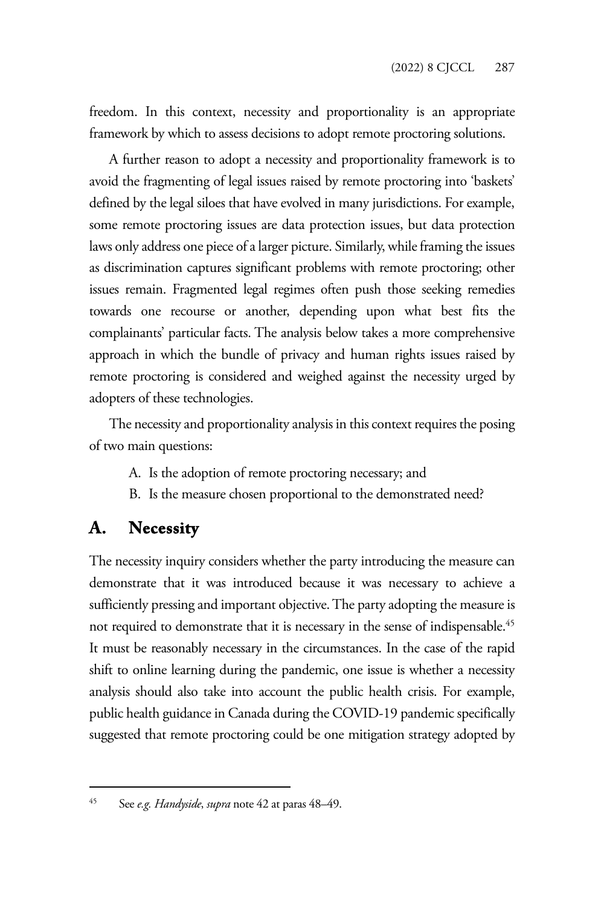freedom. In this context, necessity and proportionality is an appropriate framework by which to assess decisions to adopt remote proctoring solutions.

A further reason to adopt a necessity and proportionality framework is to avoid the fragmenting of legal issues raised by remote proctoring into 'baskets' defined by the legal siloes that have evolved in many jurisdictions. For example, some remote proctoring issues are data protection issues, but data protection laws only address one piece of a larger picture. Similarly, while framing the issues as discrimination captures significant problems with remote proctoring; other issues remain. Fragmented legal regimes often push those seeking remedies towards one recourse or another, depending upon what best fits the complainants' particular facts. The analysis below takes a more comprehensive approach in which the bundle of privacy and human rights issues raised by remote proctoring is considered and weighed against the necessity urged by adopters of these technologies.

The necessity and proportionality analysis in this context requires the posing of two main questions:

A. Is the adoption of remote proctoring necessary; and
B. Is the measure chosen proportional to the demonstrated need?

## A. Necessity

The necessity inquiry considers whether the party introducing the measure can demonstrate that it was introduced because it was necessary to achieve a sufficiently pressing and important objective. The party adopting the measure is not required to demonstrate that it is necessary in the sense of indispensable.[45] It must be reasonably necessary in the circumstances. In the case of the rapid shift to online learning during the pandemic, one issue is whether a necessity analysis should also take into account the public health crisis. For example, public health guidance in Canada during the COVID-19 pandemic specifically suggested that remote proctoring could be one mitigation strategy adopted by

---

[45] See *e.g. Handyside*, *supra* note 42 at paras 48–49.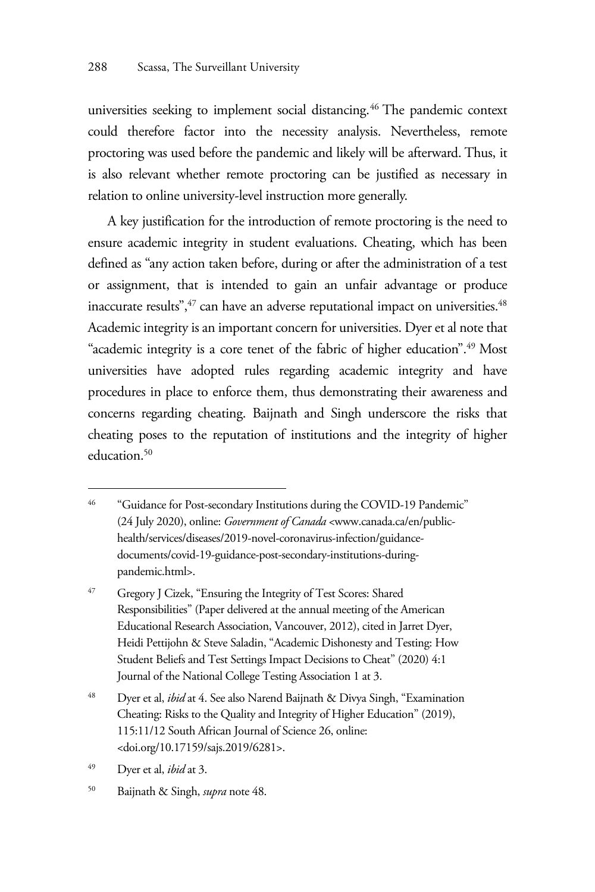universities seeking to implement social distancing.[46] The pandemic context could therefore factor into the necessity analysis. Nevertheless, remote proctoring was used before the pandemic and likely will be afterward. Thus, it is also relevant whether remote proctoring can be justified as necessary in relation to online university-level instruction more generally.

A key justification for the introduction of remote proctoring is the need to ensure academic integrity in student evaluations. Cheating, which has been defined as "any action taken before, during or after the administration of a test or assignment, that is intended to gain an unfair advantage or produce inaccurate results",[47] can have an adverse reputational impact on universities.[48] Academic integrity is an important concern for universities. Dyer et al note that "academic integrity is a core tenet of the fabric of higher education".[49] Most universities have adopted rules regarding academic integrity and have procedures in place to enforce them, thus demonstrating their awareness and concerns regarding cheating. Baijnath and Singh underscore the risks that cheating poses to the reputation of institutions and the integrity of higher education.[50]

---

[46] "Guidance for Post-secondary Institutions during the COVID-19 Pandemic" (24 July 2020), online: *Government of Canada* <www.canada.ca/en/public-health/services/diseases/2019-novel-coronavirus-infection/guidance-documents/covid-19-guidance-post-secondary-institutions-during-pandemic.html>.

[47] Gregory J Cizek, "Ensuring the Integrity of Test Scores: Shared Responsibilities" (Paper delivered at the annual meeting of the American Educational Research Association, Vancouver, 2012), cited in Jarret Dyer, Heidi Pettijohn & Steve Saladin, "Academic Dishonesty and Testing: How Student Beliefs and Test Settings Impact Decisions to Cheat" (2020) 4:1 Journal of the National College Testing Association 1 at 3.

[48] Dyer et al, *ibid* at 4. See also Narend Baijnath & Divya Singh, "Examination Cheating: Risks to the Quality and Integrity of Higher Education" (2019), 115:11/12 South African Journal of Science 26, online: <doi.org/10.17159/sajs.2019/6281>.

[49] Dyer et al, *ibid* at 3.

[50] Baijnath & Singh, *supra* note 48.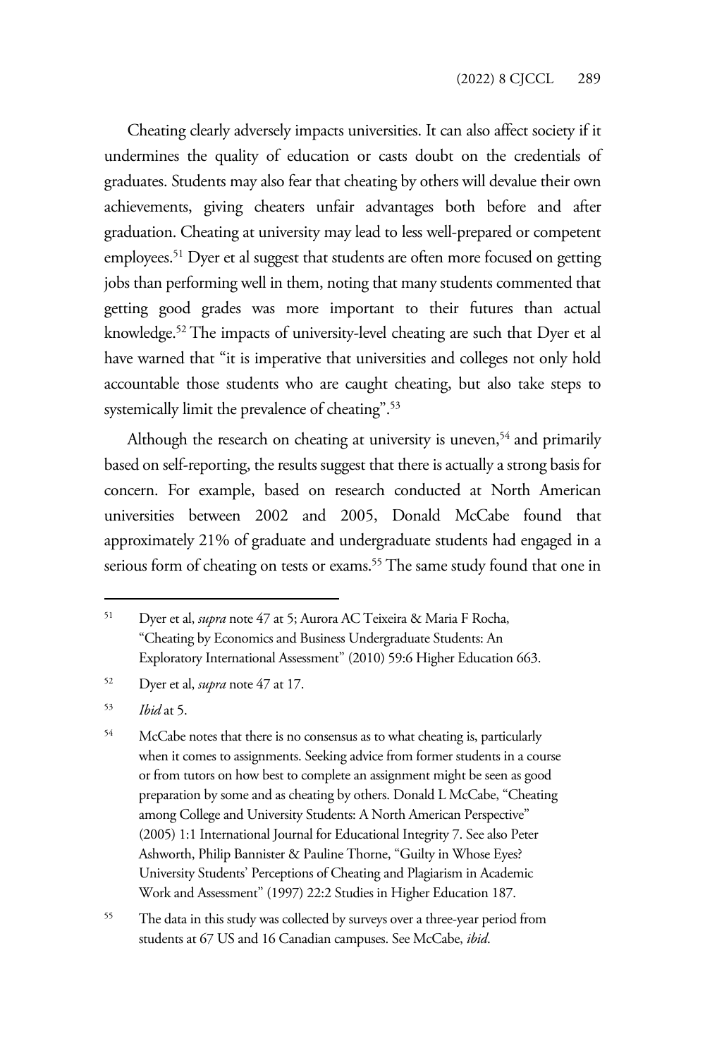Cheating clearly adversely impacts universities. It can also affect society if it undermines the quality of education or casts doubt on the credentials of graduates. Students may also fear that cheating by others will devalue their own achievements, giving cheaters unfair advantages both before and after graduation. Cheating at university may lead to less well-prepared or competent employees.[51] Dyer et al suggest that students are often more focused on getting jobs than performing well in them, noting that many students commented that getting good grades was more important to their futures than actual knowledge.[52] The impacts of university-level cheating are such that Dyer et al have warned that "it is imperative that universities and colleges not only hold accountable those students who are caught cheating, but also take steps to systemically limit the prevalence of cheating".[53]

Although the research on cheating at university is uneven,[54] and primarily based on self-reporting, the results suggest that there is actually a strong basis for concern. For example, based on research conducted at North American universities between 2002 and 2005, Donald McCabe found that approximately 21% of graduate and undergraduate students had engaged in a serious form of cheating on tests or exams.[55] The same study found that one in

---

[51] Dyer et al, *supra* note 47 at 5; Aurora AC Teixeira & Maria F Rocha, "Cheating by Economics and Business Undergraduate Students: An Exploratory International Assessment" (2010) 59:6 Higher Education 663.

[52] Dyer et al, *supra* note 47 at 17.

[53] *Ibid* at 5.

[54] McCabe notes that there is no consensus as to what cheating is, particularly when it comes to assignments. Seeking advice from former students in a course or from tutors on how best to complete an assignment might be seen as good preparation by some and as cheating by others. Donald L McCabe, "Cheating among College and University Students: A North American Perspective" (2005) 1:1 International Journal for Educational Integrity 7. See also Peter Ashworth, Philip Bannister & Pauline Thorne, "Guilty in Whose Eyes? University Students' Perceptions of Cheating and Plagiarism in Academic Work and Assessment" (1997) 22:2 Studies in Higher Education 187.

[55] The data in this study was collected by surveys over a three-year period from students at 67 US and 16 Canadian campuses. See McCabe, *ibid*.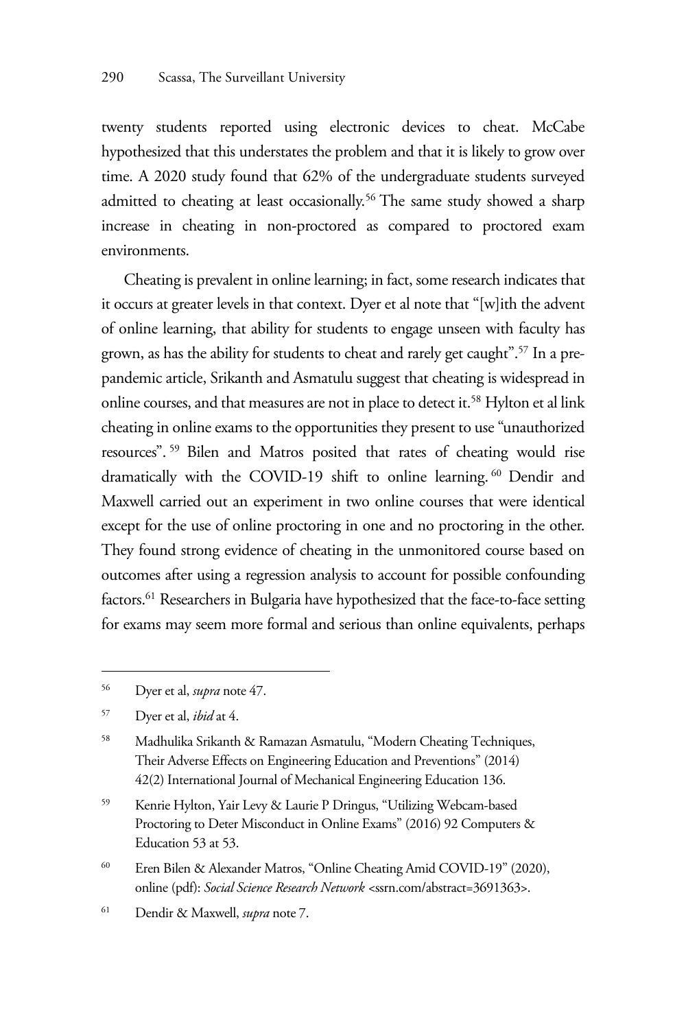twenty students reported using electronic devices to cheat. McCabe hypothesized that this understates the problem and that it is likely to grow over time. A 2020 study found that 62% of the undergraduate students surveyed admitted to cheating at least occasionally.[56] The same study showed a sharp increase in cheating in non-proctored as compared to proctored exam environments.

Cheating is prevalent in online learning; in fact, some research indicates that it occurs at greater levels in that context. Dyer et al note that "[w]ith the advent of online learning, that ability for students to engage unseen with faculty has grown, as has the ability for students to cheat and rarely get caught".[57] In a pre-pandemic article, Srikanth and Asmatulu suggest that cheating is widespread in online courses, and that measures are not in place to detect it.[58] Hylton et al link cheating in online exams to the opportunities they present to use "unauthorized resources".[59] Bilen and Matros posited that rates of cheating would rise dramatically with the COVID-19 shift to online learning.[60] Dendir and Maxwell carried out an experiment in two online courses that were identical except for the use of online proctoring in one and no proctoring in the other. They found strong evidence of cheating in the unmonitored course based on outcomes after using a regression analysis to account for possible confounding factors.[61] Researchers in Bulgaria have hypothesized that the face-to-face setting for exams may seem more formal and serious than online equivalents, perhaps

---

[56] Dyer et al, *supra* note 47.

[57] Dyer et al, *ibid* at 4.

[58] Madhulika Srikanth & Ramazan Asmatulu, "Modern Cheating Techniques, Their Adverse Effects on Engineering Education and Preventions" (2014) 42(2) International Journal of Mechanical Engineering Education 136.

[59] Kenrie Hylton, Yair Levy & Laurie P Dringus, "Utilizing Webcam-based Proctoring to Deter Misconduct in Online Exams" (2016) 92 Computers & Education 53 at 53.

[60] Eren Bilen & Alexander Matros, "Online Cheating Amid COVID-19" (2020), online (pdf): *Social Science Research Network* <ssrn.com/abstract=3691363>.

[61] Dendir & Maxwell, *supra* note 7.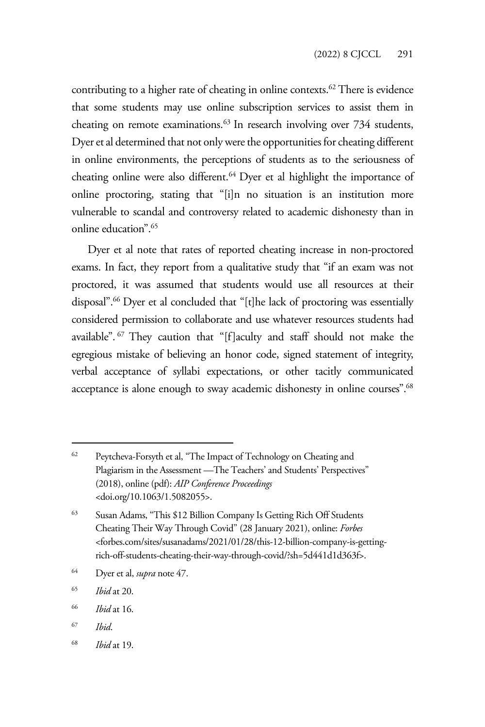contributing to a higher rate of cheating in online contexts.[62] There is evidence that some students may use online subscription services to assist them in cheating on remote examinations.[63] In research involving over 734 students, Dyer et al determined that not only were the opportunities for cheating different in online environments, the perceptions of students as to the seriousness of cheating online were also different.[64] Dyer et al highlight the importance of online proctoring, stating that "[i]n no situation is an institution more vulnerable to scandal and controversy related to academic dishonesty than in online education".[65]

Dyer et al note that rates of reported cheating increase in non-proctored exams. In fact, they report from a qualitative study that "if an exam was not proctored, it was assumed that students would use all resources at their disposal".[66] Dyer et al concluded that "[t]he lack of proctoring was essentially considered permission to collaborate and use whatever resources students had available".[67] They caution that "[f]aculty and staff should not make the egregious mistake of believing an honor code, signed statement of integrity, verbal acceptance of syllabi expectations, or other tacitly communicated acceptance is alone enough to sway academic dishonesty in online courses".[68]

---

[62] Peytcheva-Forsyth et al, "The Impact of Technology on Cheating and Plagiarism in the Assessment —The Teachers' and Students' Perspectives" (2018), online (pdf): *AIP Conference Proceedings* <doi.org/10.1063/1.5082055>.

[63] Susan Adams, "This $12 Billion Company Is Getting Rich Off Students Cheating Their Way Through Covid" (28 January 2021), online: *Forbes* <forbes.com/sites/susanadams/2021/01/28/this-12-billion-company-is-getting-rich-off-students-cheating-their-way-through-covid/?sh=5d441d1d363f>.

[64] Dyer et al, *supra* note 47.

[65] *Ibid* at 20.

[66] *Ibid* at 16.

[67] *Ibid*.

[68] *Ibid* at 19.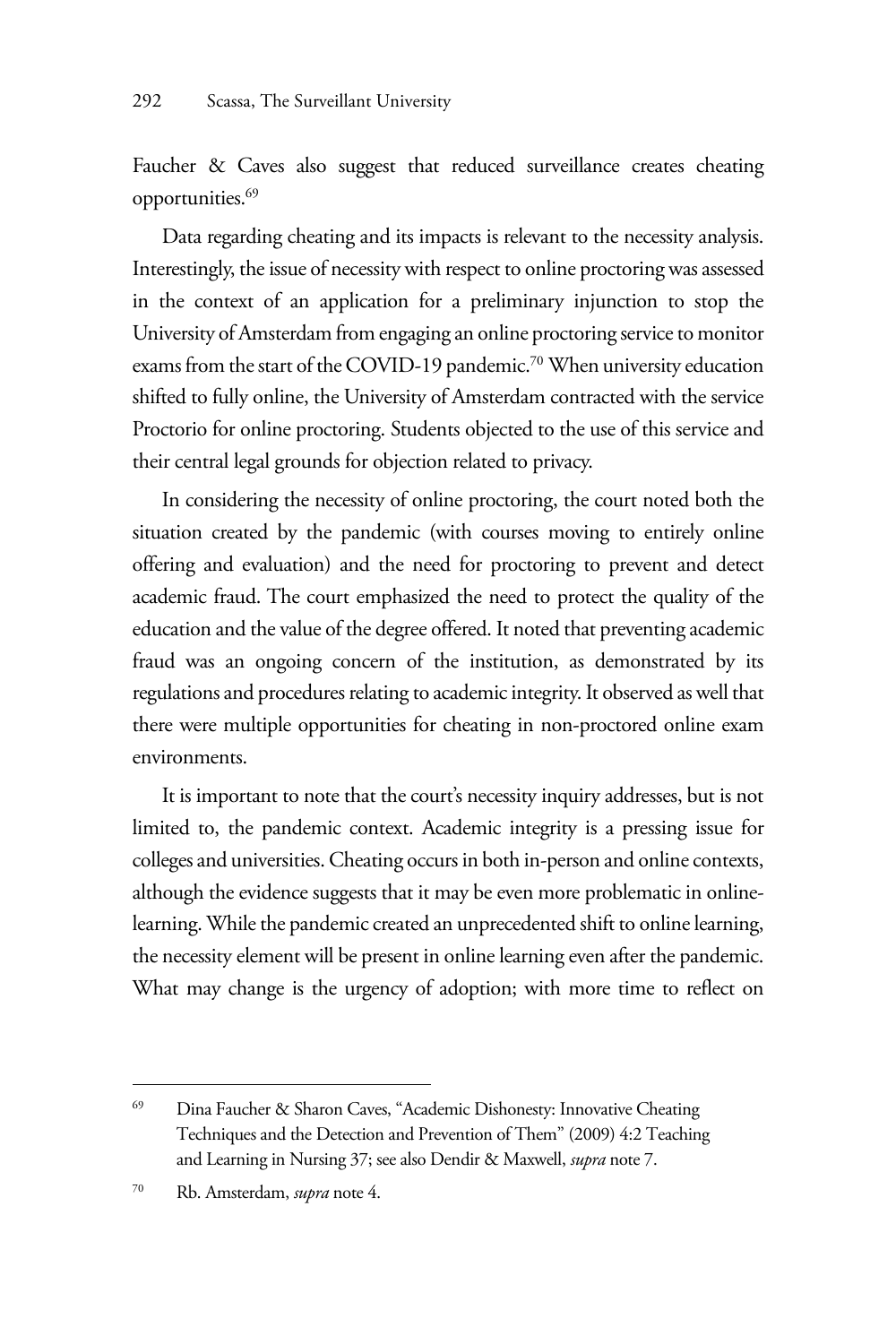Faucher & Caves also suggest that reduced surveillance creates cheating opportunities.[69]

Data regarding cheating and its impacts is relevant to the necessity analysis. Interestingly, the issue of necessity with respect to online proctoring was assessed in the context of an application for a preliminary injunction to stop the University of Amsterdam from engaging an online proctoring service to monitor exams from the start of the COVID-19 pandemic.[70] When university education shifted to fully online, the University of Amsterdam contracted with the service Proctorio for online proctoring. Students objected to the use of this service and their central legal grounds for objection related to privacy.

In considering the necessity of online proctoring, the court noted both the situation created by the pandemic (with courses moving to entirely online offering and evaluation) and the need for proctoring to prevent and detect academic fraud. The court emphasized the need to protect the quality of the education and the value of the degree offered. It noted that preventing academic fraud was an ongoing concern of the institution, as demonstrated by its regulations and procedures relating to academic integrity. It observed as well that there were multiple opportunities for cheating in non-proctored online exam environments.

It is important to note that the court's necessity inquiry addresses, but is not limited to, the pandemic context. Academic integrity is a pressing issue for colleges and universities. Cheating occurs in both in-person and online contexts, although the evidence suggests that it may be even more problematic in online-learning. While the pandemic created an unprecedented shift to online learning, the necessity element will be present in online learning even after the pandemic. What may change is the urgency of adoption; with more time to reflect on

---

[69] Dina Faucher & Sharon Caves, "Academic Dishonesty: Innovative Cheating Techniques and the Detection and Prevention of Them" (2009) 4:2 Teaching and Learning in Nursing 37; see also Dendir & Maxwell, *supra* note 7.

[70] Rb. Amsterdam, *supra* note 4.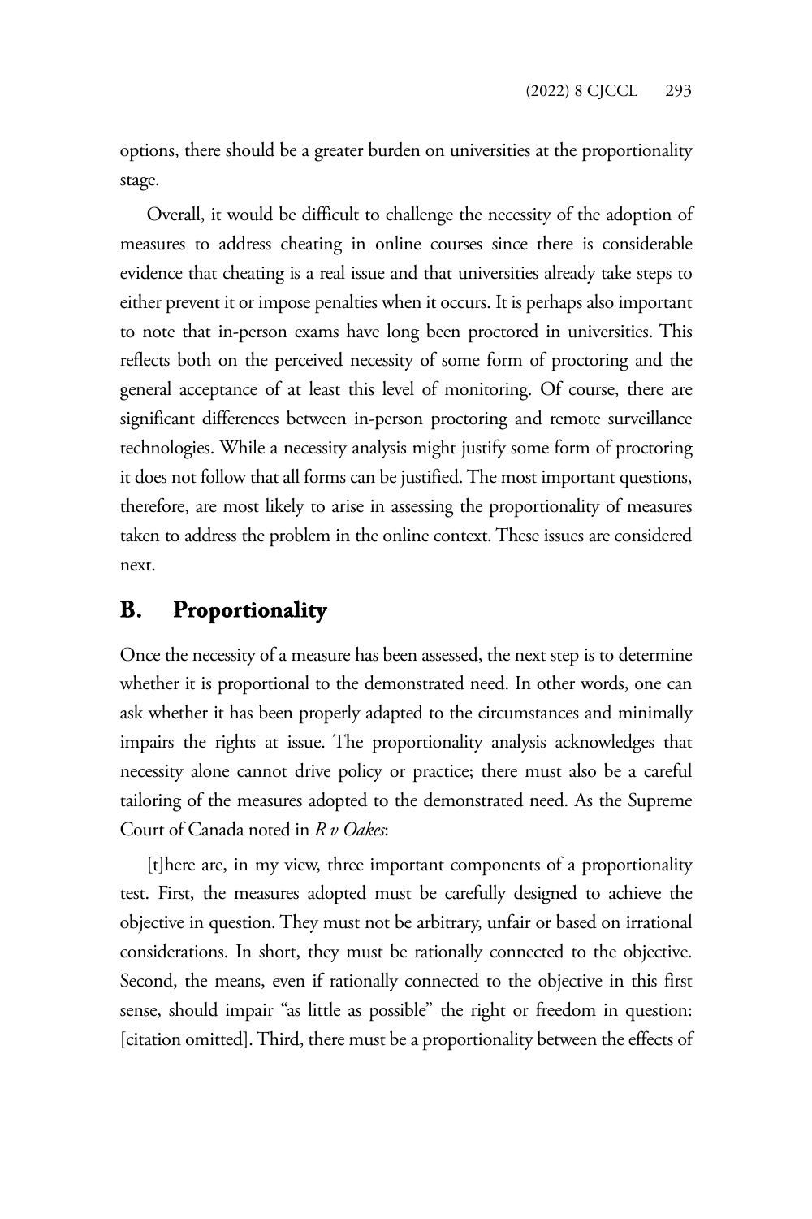options, there should be a greater burden on universities at the proportionality stage.

Overall, it would be difficult to challenge the necessity of the adoption of measures to address cheating in online courses since there is considerable evidence that cheating is a real issue and that universities already take steps to either prevent it or impose penalties when it occurs. It is perhaps also important to note that in-person exams have long been proctored in universities. This reflects both on the perceived necessity of some form of proctoring and the general acceptance of at least this level of monitoring. Of course, there are significant differences between in-person proctoring and remote surveillance technologies. While a necessity analysis might justify some form of proctoring it does not follow that all forms can be justified. The most important questions, therefore, are most likely to arise in assessing the proportionality of measures taken to address the problem in the online context. These issues are considered next.

## B. Proportionality

Once the necessity of a measure has been assessed, the next step is to determine whether it is proportional to the demonstrated need. In other words, one can ask whether it has been properly adapted to the circumstances and minimally impairs the rights at issue. The proportionality analysis acknowledges that necessity alone cannot drive policy or practice; there must also be a careful tailoring of the measures adopted to the demonstrated need. As the Supreme Court of Canada noted in *R v Oakes*:

> [t]here are, in my view, three important components of a proportionality test. First, the measures adopted must be carefully designed to achieve the objective in question. They must not be arbitrary, unfair or based on irrational considerations. In short, they must be rationally connected to the objective. Second, the means, even if rationally connected to the objective in this first sense, should impair "as little as possible" the right or freedom in question: [citation omitted]. Third, there must be a proportionality between the effects of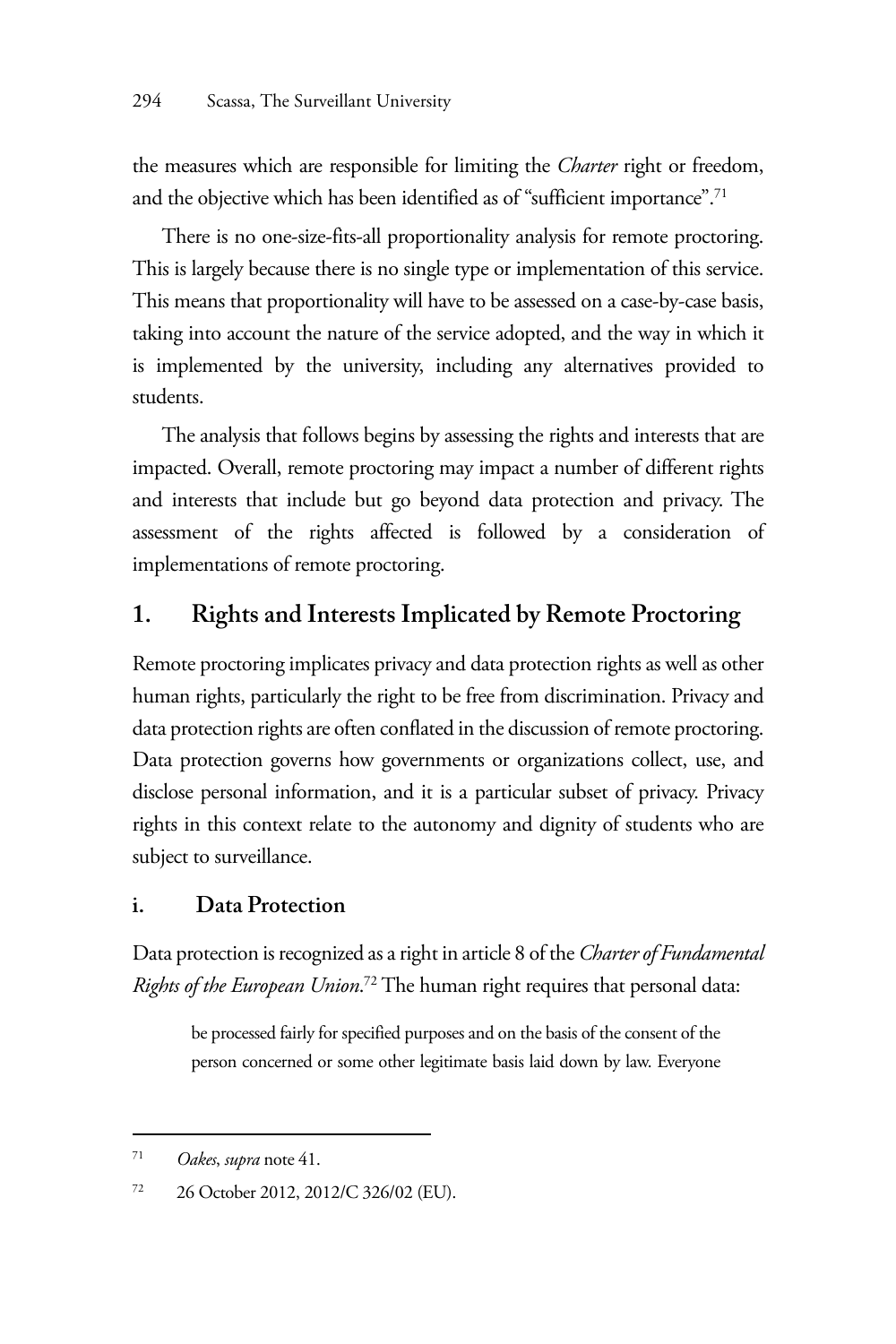the measures which are responsible for limiting the *Charter* right or freedom, and the objective which has been identified as of "sufficient importance".[71]

There is no one-size-fits-all proportionality analysis for remote proctoring. This is largely because there is no single type or implementation of this service. This means that proportionality will have to be assessed on a case-by-case basis, taking into account the nature of the service adopted, and the way in which it is implemented by the university, including any alternatives provided to students.

The analysis that follows begins by assessing the rights and interests that are impacted. Overall, remote proctoring may impact a number of different rights and interests that include but go beyond data protection and privacy. The assessment of the rights affected is followed by a consideration of implementations of remote proctoring.

## 1. Rights and Interests Implicated by Remote Proctoring

Remote proctoring implicates privacy and data protection rights as well as other human rights, particularly the right to be free from discrimination. Privacy and data protection rights are often conflated in the discussion of remote proctoring. Data protection governs how governments or organizations collect, use, and disclose personal information, and it is a particular subset of privacy. Privacy rights in this context relate to the autonomy and dignity of students who are subject to surveillance.

### i. Data Protection

Data protection is recognized as a right in article 8 of the *Charter of Fundamental Rights of the European Union*.[72] The human right requires that personal data:

> be processed fairly for specified purposes and on the basis of the consent of the person concerned or some other legitimate basis laid down by law. Everyone

---

[71] *Oakes*, *supra* note 41.

[72] 26 October 2012, 2012/C 326/02 (EU).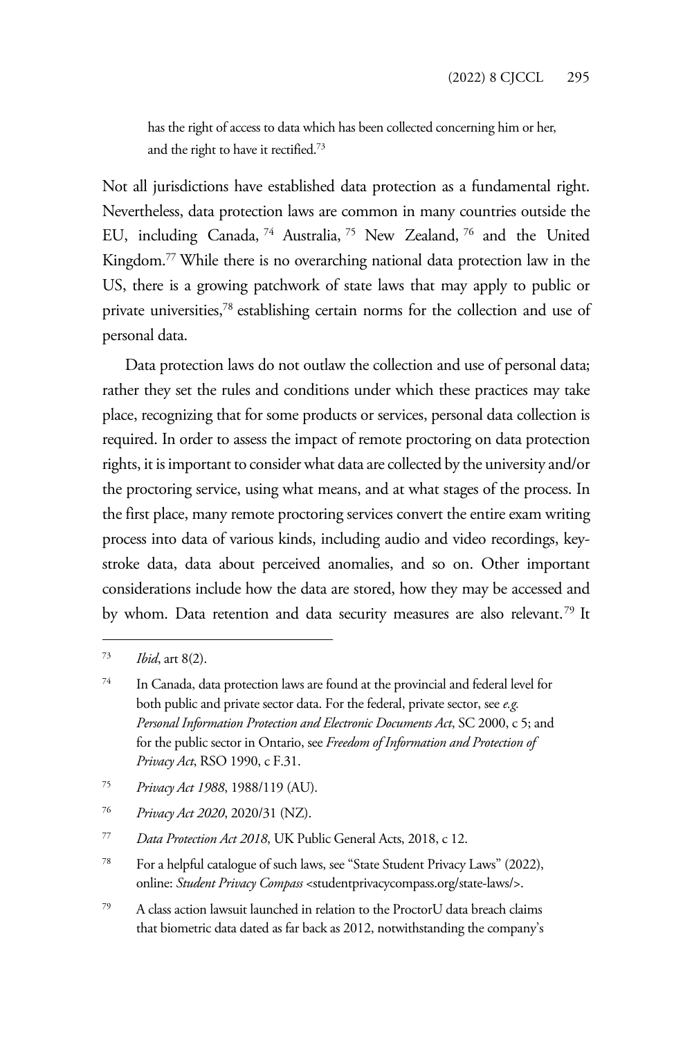has the right of access to data which has been collected concerning him or her, and the right to have it rectified.[73]

Not all jurisdictions have established data protection as a fundamental right. Nevertheless, data protection laws are common in many countries outside the EU, including Canada,[74] Australia,[75] New Zealand,[76] and the United Kingdom.[77] While there is no overarching national data protection law in the US, there is a growing patchwork of state laws that may apply to public or private universities,[78] establishing certain norms for the collection and use of personal data.

Data protection laws do not outlaw the collection and use of personal data; rather they set the rules and conditions under which these practices may take place, recognizing that for some products or services, personal data collection is required. In order to assess the impact of remote proctoring on data protection rights, it is important to consider what data are collected by the university and/or the proctoring service, using what means, and at what stages of the process. In the first place, many remote proctoring services convert the entire exam writing process into data of various kinds, including audio and video recordings, key-stroke data, data about perceived anomalies, and so on. Other important considerations include how the data are stored, how they may be accessed and by whom. Data retention and data security measures are also relevant.[79] It

---

[73] *Ibid*, art 8(2).

[74] In Canada, data protection laws are found at the provincial and federal level for both public and private sector data. For the federal, private sector, see *e.g.* *Personal Information Protection and Electronic Documents Act*, SC 2000, c 5; and for the public sector in Ontario, see *Freedom of Information and Protection of Privacy Act*, RSO 1990, c F.31.

[75] *Privacy Act 1988*, 1988/119 (AU).

[76] *Privacy Act 2020*, 2020/31 (NZ).

[77] *Data Protection Act 2018*, UK Public General Acts, 2018, c 12.

[78] For a helpful catalogue of such laws, see "State Student Privacy Laws" (2022), online: *Student Privacy Compass* <studentprivacycompass.org/state-laws/>.

[79] A class action lawsuit launched in relation to the ProctorU data breach claims that biometric data dated as far back as 2012, notwithstanding the company's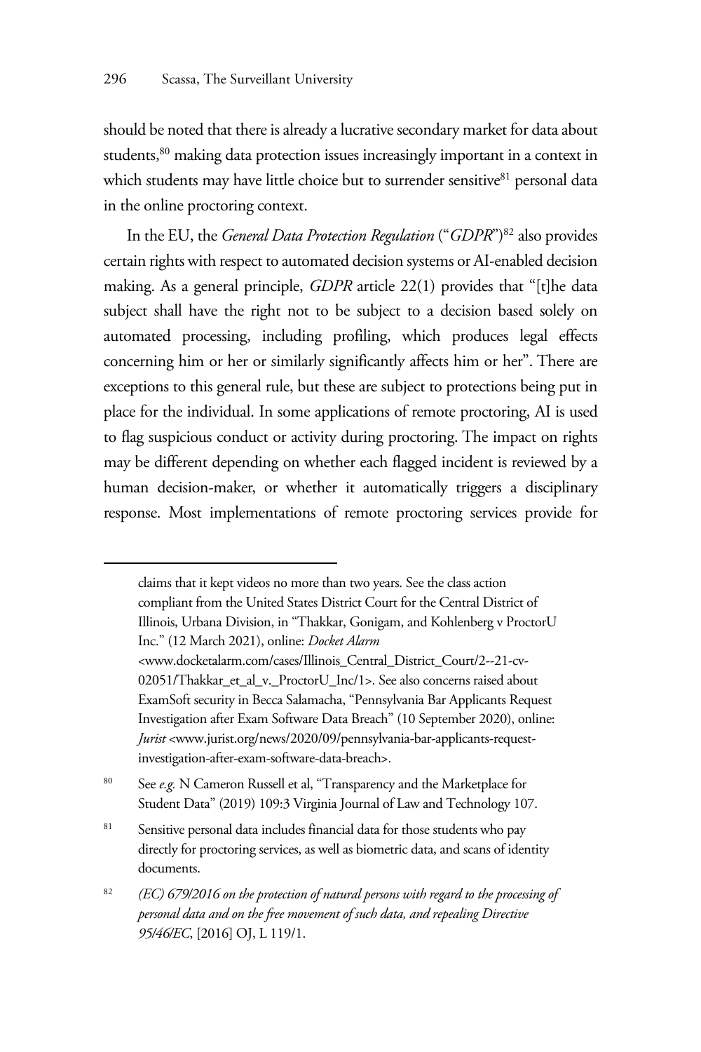should be noted that there is already a lucrative secondary market for data about students,[80] making data protection issues increasingly important in a context in which students may have little choice but to surrender sensitive[81] personal data in the online proctoring context.

In the EU, the *General Data Protection Regulation* ("*GDPR*")[82] also provides certain rights with respect to automated decision systems or AI-enabled decision making. As a general principle, *GDPR* article 22(1) provides that "[t]he data subject shall have the right not to be subject to a decision based solely on automated processing, including profiling, which produces legal effects concerning him or her or similarly significantly affects him or her". There are exceptions to this general rule, but these are subject to protections being put in place for the individual. In some applications of remote proctoring, AI is used to flag suspicious conduct or activity during proctoring. The impact on rights may be different depending on whether each flagged incident is reviewed by a human decision-maker, or whether it automatically triggers a disciplinary response. Most implementations of remote proctoring services provide for

---

claims that it kept videos no more than two years. See the class action compliant from the United States District Court for the Central District of Illinois, Urbana Division, in "Thakkar, Gonigam, and Kohlenberg v ProctorU Inc." (12 March 2021), online: *Docket Alarm* <www.docketalarm.com/cases/Illinois_Central_District_Court/2--21-cv-02051/Thakkar_et_al_v._ProctorU_Inc/1>. See also concerns raised about ExamSoft security in Becca Salamacha, "Pennsylvania Bar Applicants Request Investigation after Exam Software Data Breach" (10 September 2020), online: *Jurist* <www.jurist.org/news/2020/09/pennsylvania-bar-applicants-request-investigation-after-exam-software-data-breach>.

[80] See *e.g.* N Cameron Russell et al, "Transparency and the Marketplace for Student Data" (2019) 109:3 Virginia Journal of Law and Technology 107.

[81] Sensitive personal data includes financial data for those students who pay directly for proctoring services, as well as biometric data, and scans of identity documents.

[82] *(EC) 679/2016 on the protection of natural persons with regard to the processing of personal data and on the free movement of such data, and repealing Directive 95/46/EC*, [2016] OJ, L 119/1.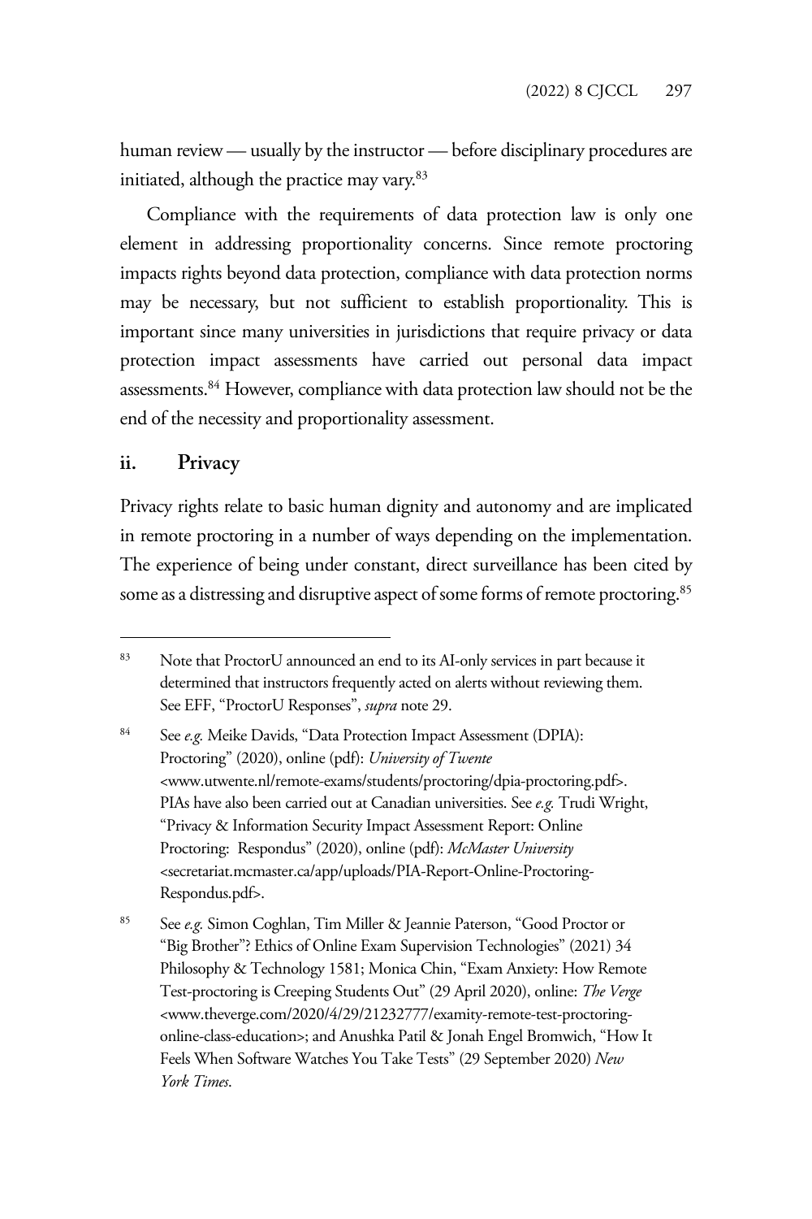human review — usually by the instructor — before disciplinary procedures are initiated, although the practice may vary.[83]

Compliance with the requirements of data protection law is only one element in addressing proportionality concerns. Since remote proctoring impacts rights beyond data protection, compliance with data protection norms may be necessary, but not sufficient to establish proportionality. This is important since many universities in jurisdictions that require privacy or data protection impact assessments have carried out personal data impact assessments.[84] However, compliance with data protection law should not be the end of the necessity and proportionality assessment.

### ii. Privacy

Privacy rights relate to basic human dignity and autonomy and are implicated in remote proctoring in a number of ways depending on the implementation. The experience of being under constant, direct surveillance has been cited by some as a distressing and disruptive aspect of some forms of remote proctoring.[85]

---

[83] Note that ProctorU announced an end to its AI-only services in part because it determined that instructors frequently acted on alerts without reviewing them. See EFF, "ProctorU Responses", *supra* note 29.

[84] See *e.g.* Meike Davids, "Data Protection Impact Assessment (DPIA): Proctoring" (2020), online (pdf): *University of Twente* <www.utwente.nl/remote-exams/students/proctoring/dpia-proctoring.pdf>. PIAs have also been carried out at Canadian universities. See *e.g.* Trudi Wright, "Privacy & Information Security Impact Assessment Report: Online Proctoring: Respondus" (2020), online (pdf): *McMaster University* <secretariat.mcmaster.ca/app/uploads/PIA-Report-Online-Proctoring-Respondus.pdf>.

[85] See *e.g.* Simon Coghlan, Tim Miller & Jeannie Paterson, "Good Proctor or "Big Brother"? Ethics of Online Exam Supervision Technologies" (2021) 34 Philosophy & Technology 1581; Monica Chin, "Exam Anxiety: How Remote Test-proctoring is Creeping Students Out" (29 April 2020), online: *The Verge* <www.theverge.com/2020/4/29/21232777/examity-remote-test-proctoring-online-class-education>; and Anushka Patil & Jonah Engel Bromwich, "How It Feels When Software Watches You Take Tests" (29 September 2020) *New York Times*.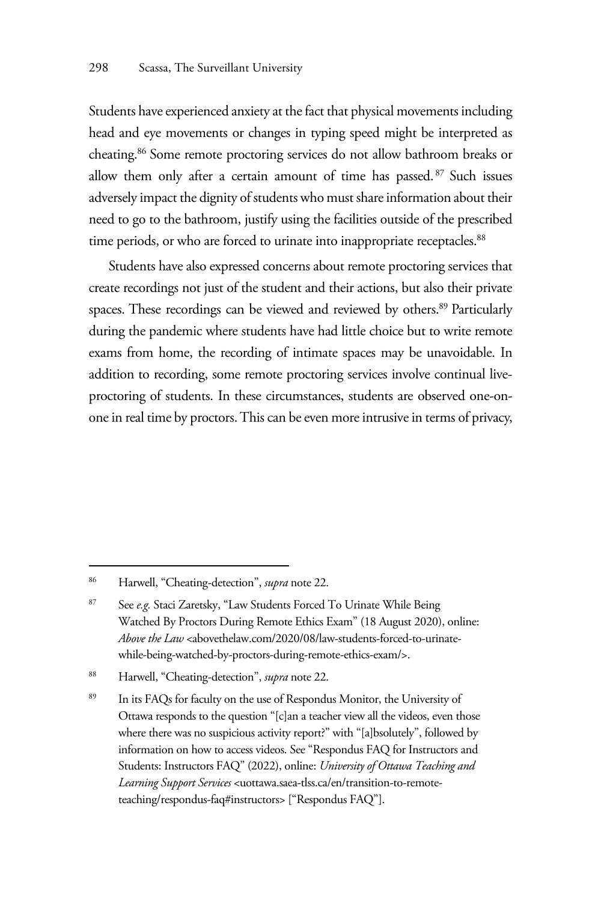Students have experienced anxiety at the fact that physical movements including head and eye movements or changes in typing speed might be interpreted as cheating.[86] Some remote proctoring services do not allow bathroom breaks or allow them only after a certain amount of time has passed.[87] Such issues adversely impact the dignity of students who must share information about their need to go to the bathroom, justify using the facilities outside of the prescribed time periods, or who are forced to urinate into inappropriate receptacles.[88]

Students have also expressed concerns about remote proctoring services that create recordings not just of the student and their actions, but also their private spaces. These recordings can be viewed and reviewed by others.[89] Particularly during the pandemic where students have had little choice but to write remote exams from home, the recording of intimate spaces may be unavoidable. In addition to recording, some remote proctoring services involve continual live-proctoring of students. In these circumstances, students are observed one-on-one in real time by proctors. This can be even more intrusive in terms of privacy,

---

[86] Harwell, "Cheating-detection", *supra* note 22.

[87] See *e.g.* Staci Zaretsky, "Law Students Forced To Urinate While Being Watched By Proctors During Remote Ethics Exam" (18 August 2020), online: *Above the Law* <abovethelaw.com/2020/08/law-students-forced-to-urinate-while-being-watched-by-proctors-during-remote-ethics-exam/>.

[88] Harwell, "Cheating-detection", *supra* note 22.

[89] In its FAQs for faculty on the use of Respondus Monitor, the University of Ottawa responds to the question "[c]an a teacher view all the videos, even those where there was no suspicious activity report?" with "[a]bsolutely", followed by information on how to access videos. See "Respondus FAQ for Instructors and Students: Instructors FAQ" (2022), online: *University of Ottawa Teaching and Learning Support Services* <uottawa.saea-tlss.ca/en/transition-to-remote-teaching/respondus-faq#instructors> ["Respondus FAQ"].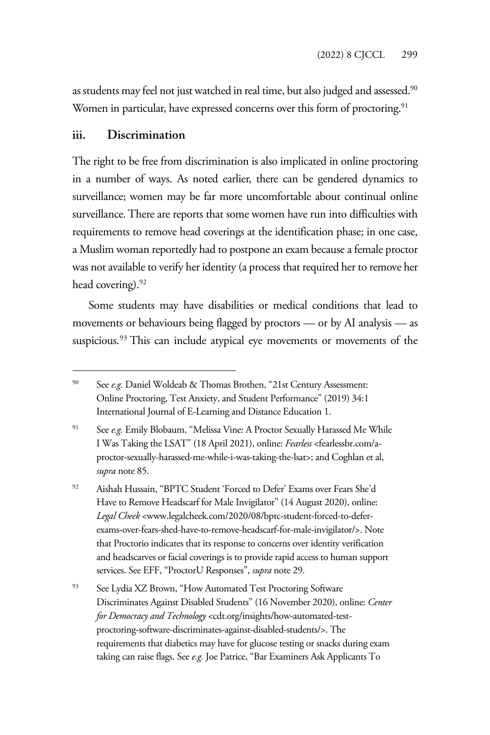as students may feel not just watched in real time, but also judged and assessed.[90] Women in particular, have expressed concerns over this form of proctoring.[91]

### iii. Discrimination

The right to be free from discrimination is also implicated in online proctoring in a number of ways. As noted earlier, there can be gendered dynamics to surveillance; women may be far more uncomfortable about continual online surveillance. There are reports that some women have run into difficulties with requirements to remove head coverings at the identification phase; in one case, a Muslim woman reportedly had to postpone an exam because a female proctor was not available to verify her identity (a process that required her to remove her head covering).[92]

Some students may have disabilities or medical conditions that lead to movements or behaviours being flagged by proctors — or by AI analysis — as suspicious.[93] This can include atypical eye movements or movements of the

---

[90] See *e.g.* Daniel Woldeab & Thomas Brothen, "21st Century Assessment: Online Proctoring, Test Anxiety, and Student Performance" (2019) 34:1 International Journal of E-Learning and Distance Education 1.

[91] See *e.g.* Emily Blobaum, "Melissa Vine: A Proctor Sexually Harassed Me While I Was Taking the LSAT" (18 April 2021), online: *Fearless* <fearlessbr.com/a-proctor-sexually-harassed-me-while-i-was-taking-the-lsat>; and Coghlan et al, *supra* note 85.

[92] Aishah Hussain, "BPTC Student 'Forced to Defer' Exams over Fears She'd Have to Remove Headscarf for Male Invigilator" (14 August 2020), online: *Legal Cheek* <www.legalcheek.com/2020/08/bptc-student-forced-to-defer-exams-over-fears-shed-have-to-remove-headscarf-for-male-invigilator/>. Note that Proctorio indicates that its response to concerns over identity verification and headscarves or facial coverings is to provide rapid access to human support services. See EFF, "ProctorU Responses", *supra* note 29.

[93] See Lydia XZ Brown, "How Automated Test Proctoring Software Discriminates Against Disabled Students" (16 November 2020), online: *Center for Democracy and Technology* <cdt.org/insights/how-automated-test-proctoring-software-discriminates-against-disabled-students/>. The requirements that diabetics may have for glucose testing or snacks during exam taking can raise flags. See *e.g.* Joe Patrice, "Bar Examiners Ask Applicants To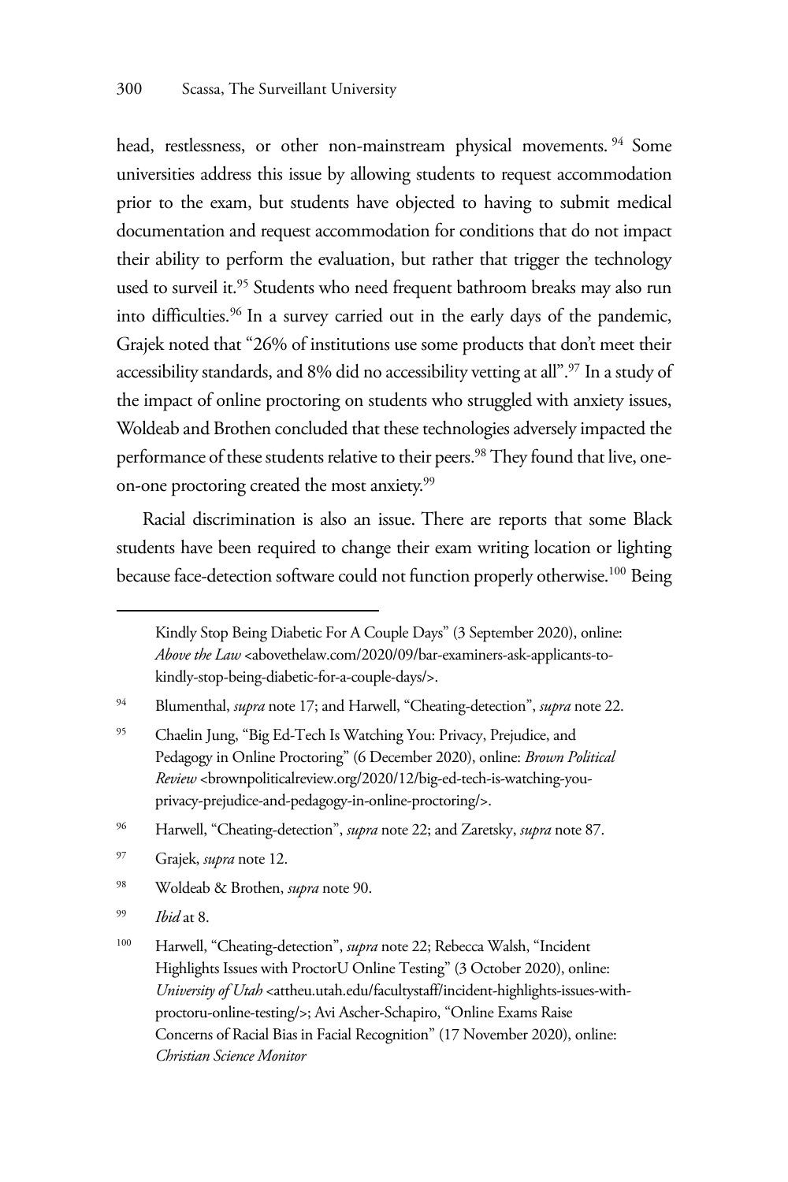head, restlessness, or other non-mainstream physical movements.[94] Some universities address this issue by allowing students to request accommodation prior to the exam, but students have objected to having to submit medical documentation and request accommodation for conditions that do not impact their ability to perform the evaluation, but rather that trigger the technology used to surveil it.[95] Students who need frequent bathroom breaks may also run into difficulties.[96] In a survey carried out in the early days of the pandemic, Grajek noted that "26% of institutions use some products that don't meet their accessibility standards, and 8% did no accessibility vetting at all".[97] In a study of the impact of online proctoring on students who struggled with anxiety issues, Woldeab and Brothen concluded that these technologies adversely impacted the performance of these students relative to their peers.[98] They found that live, one-on-one proctoring created the most anxiety.[99]

Racial discrimination is also an issue. There are reports that some Black students have been required to change their exam writing location or lighting because face-detection software could not function properly otherwise.[100] Being

---

Kindly Stop Being Diabetic For A Couple Days" (3 September 2020), online: *Above the Law* <abovethelaw.com/2020/09/bar-examiners-ask-applicants-to-kindly-stop-being-diabetic-for-a-couple-days/>.

[94] Blumenthal, *supra* note 17; and Harwell, "Cheating-detection", *supra* note 22.

[95] Chaelin Jung, "Big Ed-Tech Is Watching You: Privacy, Prejudice, and Pedagogy in Online Proctoring" (6 December 2020), online: *Brown Political Review* <brownpoliticalreview.org/2020/12/big-ed-tech-is-watching-you-privacy-prejudice-and-pedagogy-in-online-proctoring/>.

[96] Harwell, "Cheating-detection", *supra* note 22; and Zaretsky, *supra* note 87.

[97] Grajek, *supra* note 12.

[98] Woldeab & Brothen, *supra* note 90.

[99] *Ibid* at 8.

[100] Harwell, "Cheating-detection", *supra* note 22; Rebecca Walsh, "Incident Highlights Issues with ProctorU Online Testing" (3 October 2020), online: *University of Utah* <attheu.utah.edu/facultystaff/incident-highlights-issues-with-proctoru-online-testing/>; Avi Ascher-Schapiro, "Online Exams Raise Concerns of Racial Bias in Facial Recognition" (17 November 2020), online: *Christian Science Monitor*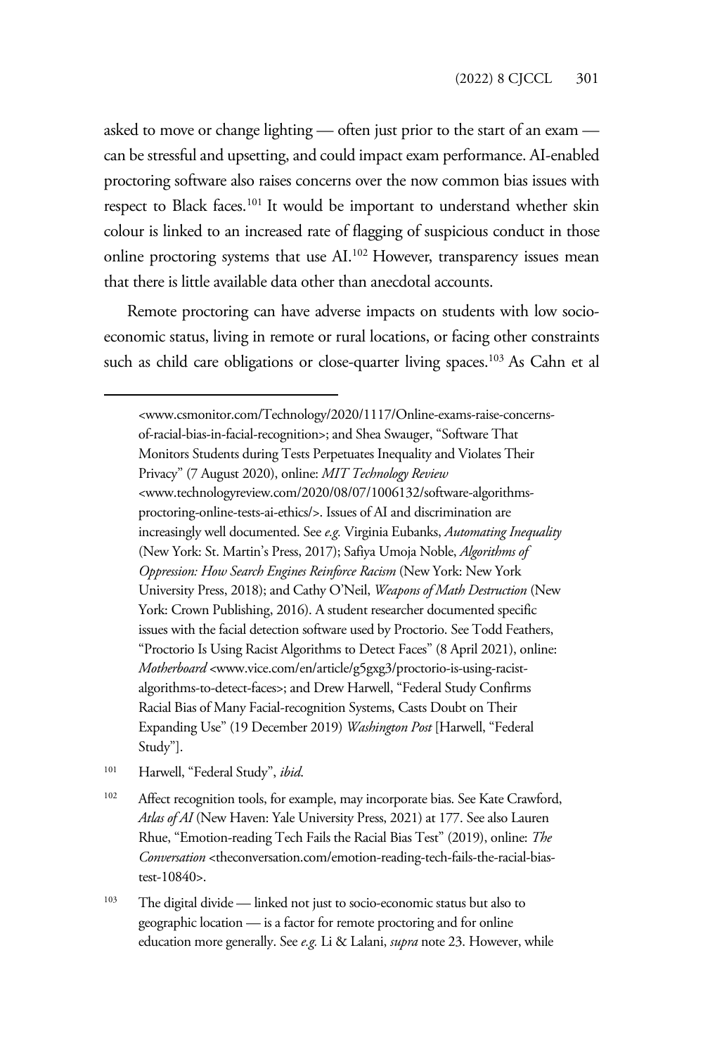asked to move or change lighting — often just prior to the start of an exam — can be stressful and upsetting, and could impact exam performance. AI-enabled proctoring software also raises concerns over the now common bias issues with respect to Black faces.[101] It would be important to understand whether skin colour is linked to an increased rate of flagging of suspicious conduct in those online proctoring systems that use AI.[102] However, transparency issues mean that there is little available data other than anecdotal accounts.

Remote proctoring can have adverse impacts on students with low socio-economic status, living in remote or rural locations, or facing other constraints such as child care obligations or close-quarter living spaces.[103] As Cahn et al

---

<www.csmonitor.com/Technology/2020/1117/Online-exams-raise-concerns-of-racial-bias-in-facial-recognition>; and Shea Swauger, "Software That Monitors Students during Tests Perpetuates Inequality and Violates Their Privacy" (7 August 2020), online: *MIT Technology Review* <www.technologyreview.com/2020/08/07/1006132/software-algorithms-proctoring-online-tests-ai-ethics/>. Issues of AI and discrimination are increasingly well documented. See *e.g.* Virginia Eubanks, *Automating Inequality* (New York: St. Martin's Press, 2017); Safiya Umoja Noble, *Algorithms of Oppression: How Search Engines Reinforce Racism* (New York: New York University Press, 2018); and Cathy O'Neil, *Weapons of Math Destruction* (New York: Crown Publishing, 2016). A student researcher documented specific issues with the facial detection software used by Proctorio. See Todd Feathers, "Proctorio Is Using Racist Algorithms to Detect Faces" (8 April 2021), online: *Motherboard* <www.vice.com/en/article/g5gxg3/proctorio-is-using-racist-algorithms-to-detect-faces>; and Drew Harwell, "Federal Study Confirms Racial Bias of Many Facial-recognition Systems, Casts Doubt on Their Expanding Use" (19 December 2019) *Washington Post* [Harwell, "Federal Study"].

[101] Harwell, "Federal Study", *ibid*.

[102] Affect recognition tools, for example, may incorporate bias. See Kate Crawford, *Atlas of AI* (New Haven: Yale University Press, 2021) at 177. See also Lauren Rhue, "Emotion-reading Tech Fails the Racial Bias Test" (2019), online: *The Conversation* <theconversation.com/emotion-reading-tech-fails-the-racial-bias-test-10840>.

[103] The digital divide — linked not just to socio-economic status but also to geographic location — is a factor for remote proctoring and for online education more generally. See *e.g.* Li & Lalani, *supra* note 23. However, while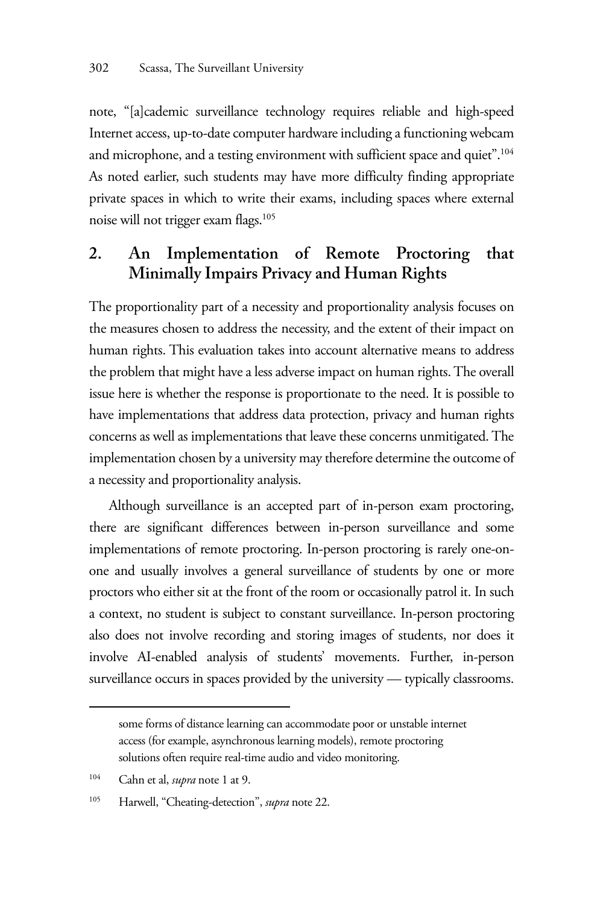note, "[a]cademic surveillance technology requires reliable and high-speed Internet access, up-to-date computer hardware including a functioning webcam and microphone, and a testing environment with sufficient space and quiet".[104] As noted earlier, such students may have more difficulty finding appropriate private spaces in which to write their exams, including spaces where external noise will not trigger exam flags.[105]

## 2. An Implementation of Remote Proctoring that Minimally Impairs Privacy and Human Rights

The proportionality part of a necessity and proportionality analysis focuses on the measures chosen to address the necessity, and the extent of their impact on human rights. This evaluation takes into account alternative means to address the problem that might have a less adverse impact on human rights. The overall issue here is whether the response is proportionate to the need. It is possible to have implementations that address data protection, privacy and human rights concerns as well as implementations that leave these concerns unmitigated. The implementation chosen by a university may therefore determine the outcome of a necessity and proportionality analysis.

Although surveillance is an accepted part of in-person exam proctoring, there are significant differences between in-person surveillance and some implementations of remote proctoring. In-person proctoring is rarely one-on-one and usually involves a general surveillance of students by one or more proctors who either sit at the front of the room or occasionally patrol it. In such a context, no student is subject to constant surveillance. In-person proctoring also does not involve recording and storing images of students, nor does it involve AI-enabled analysis of students' movements. Further, in-person surveillance occurs in spaces provided by the university — typically classrooms.

---

some forms of distance learning can accommodate poor or unstable internet access (for example, asynchronous learning models), remote proctoring solutions often require real-time audio and video monitoring.

[104] Cahn et al, *supra* note 1 at 9.

[105] Harwell, "Cheating-detection", *supra* note 22.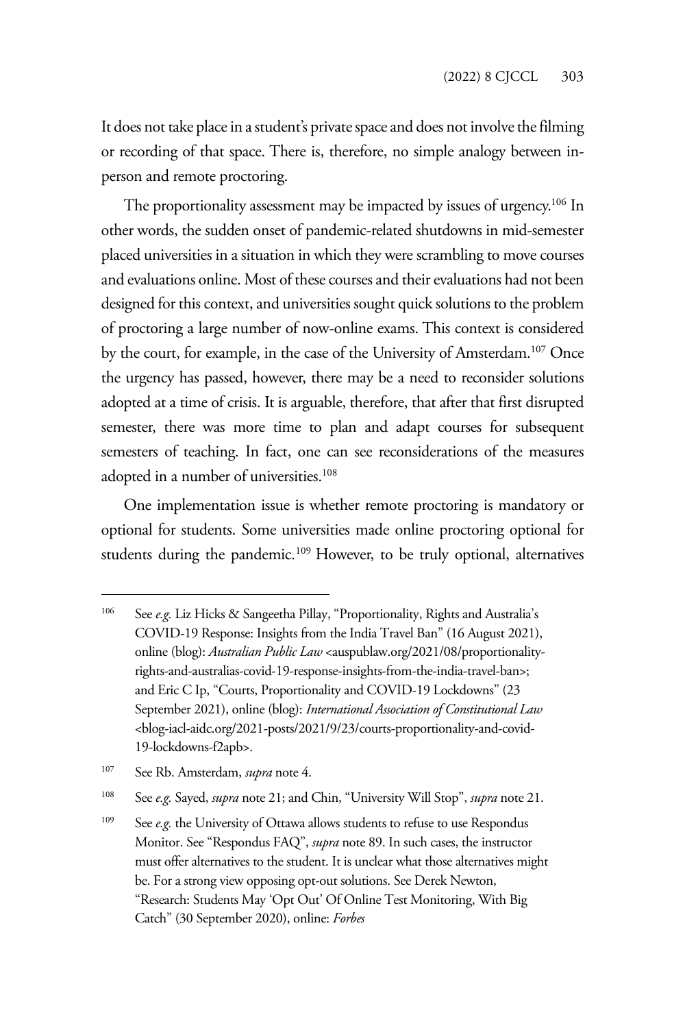It does not take place in a student's private space and does not involve the filming or recording of that space. There is, therefore, no simple analogy between in-person and remote proctoring.

The proportionality assessment may be impacted by issues of urgency.[106] In other words, the sudden onset of pandemic-related shutdowns in mid-semester placed universities in a situation in which they were scrambling to move courses and evaluations online. Most of these courses and their evaluations had not been designed for this context, and universities sought quick solutions to the problem of proctoring a large number of now-online exams. This context is considered by the court, for example, in the case of the University of Amsterdam.[107] Once the urgency has passed, however, there may be a need to reconsider solutions adopted at a time of crisis. It is arguable, therefore, that after that first disrupted semester, there was more time to plan and adapt courses for subsequent semesters of teaching. In fact, one can see reconsiderations of the measures adopted in a number of universities.[108]

One implementation issue is whether remote proctoring is mandatory or optional for students. Some universities made online proctoring optional for students during the pandemic.[109] However, to be truly optional, alternatives

---

[106] See *e.g.* Liz Hicks & Sangeetha Pillay, "Proportionality, Rights and Australia's COVID-19 Response: Insights from the India Travel Ban" (16 August 2021), online (blog): *Australian Public Law* <auspublaw.org/2021/08/proportionality-rights-and-australias-covid-19-response-insights-from-the-india-travel-ban>; and Eric C Ip, "Courts, Proportionality and COVID-19 Lockdowns" (23 September 2021), online (blog): *International Association of Constitutional Law* <blog-iacl-aidc.org/2021-posts/2021/9/23/courts-proportionality-and-covid-19-lockdowns-f2apb>.

[107] See Rb. Amsterdam, *supra* note 4.

[108] See *e.g.* Sayed, *supra* note 21; and Chin, "University Will Stop", *supra* note 21.

[109] See *e.g.* the University of Ottawa allows students to refuse to use Respondus Monitor. See "Respondus FAQ", *supra* note 89. In such cases, the instructor must offer alternatives to the student. It is unclear what those alternatives might be. For a strong view opposing opt-out solutions. See Derek Newton, "Research: Students May 'Opt Out' Of Online Test Monitoring, With Big Catch" (30 September 2020), online: *Forbes*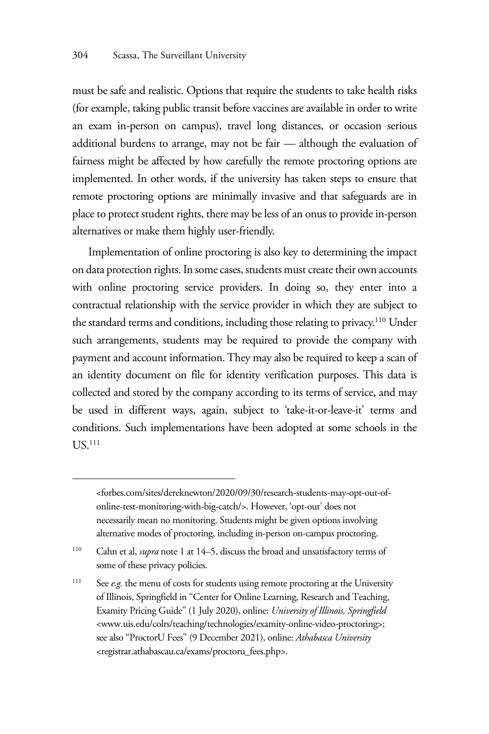must be safe and realistic. Options that require the students to take health risks (for example, taking public transit before vaccines are available in order to write an exam in-person on campus), travel long distances, or occasion serious additional burdens to arrange, may not be fair — although the evaluation of fairness might be affected by how carefully the remote proctoring options are implemented. In other words, if the university has taken steps to ensure that remote proctoring options are minimally invasive and that safeguards are in place to protect student rights, there may be less of an onus to provide in-person alternatives or make them highly user-friendly.

Implementation of online proctoring is also key to determining the impact on data protection rights. In some cases, students must create their own accounts with online proctoring service providers. In doing so, they enter into a contractual relationship with the service provider in which they are subject to the standard terms and conditions, including those relating to privacy.[110] Under such arrangements, students may be required to provide the company with payment and account information. They may also be required to keep a scan of an identity document on file for identity verification purposes. This data is collected and stored by the company according to its terms of service, and may be used in different ways, again, subject to 'take-it-or-leave-it' terms and conditions. Such implementations have been adopted at some schools in the US.[111]

---

<forbes.com/sites/dereknewton/2020/09/30/research-students-may-opt-out-of-online-test-monitoring-with-big-catch/>. However, 'opt-out' does not necessarily mean no monitoring. Students might be given options involving alternative modes of proctoring, including in-person on-campus proctoring.

[110] Cahn et al, *supra* note 1 at 14–5, discuss the broad and unsatisfactory terms of some of these privacy policies.

[111] See *e.g.* the menu of costs for students using remote proctoring at the University of Illinois, Springfield in "Center for Online Learning, Research and Teaching, Examity Pricing Guide" (1 July 2020), online: *University of Illinois, Springfield* <www.uis.edu/colrs/teaching/technologies/examity-online-video-proctoring>; see also "ProctorU Fees" (9 December 2021), online: *Athabasca University* <registrar.athabascau.ca/exams/proctoru_fees.php>.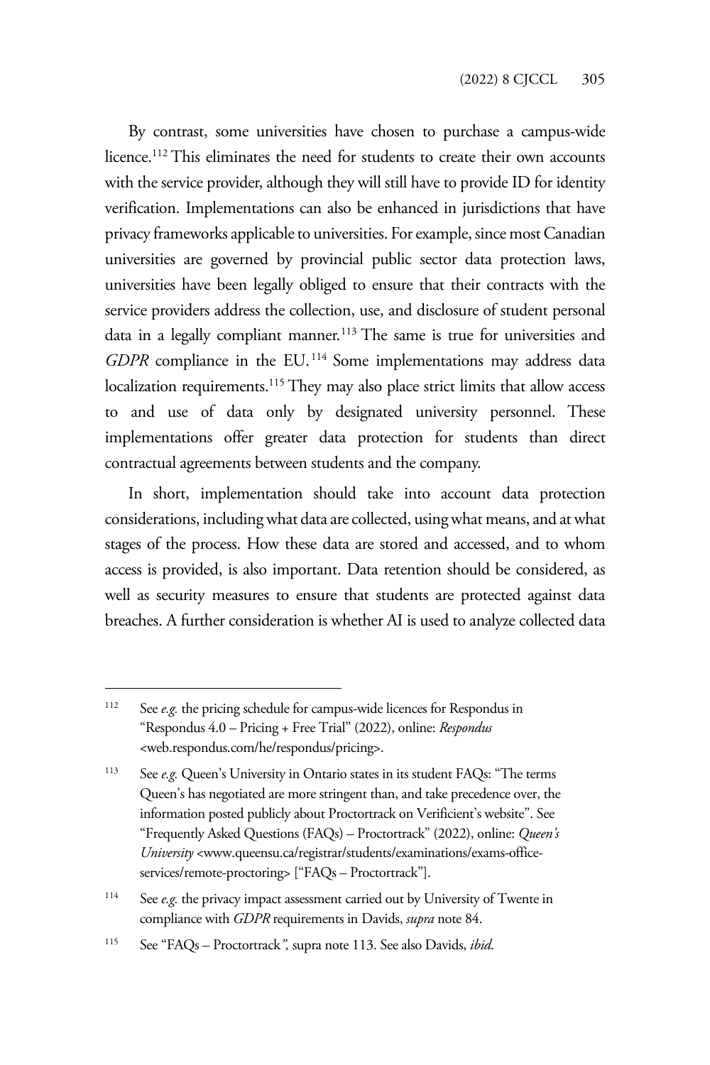By contrast, some universities have chosen to purchase a campus-wide licence.[112] This eliminates the need for students to create their own accounts with the service provider, although they will still have to provide ID for identity verification. Implementations can also be enhanced in jurisdictions that have privacy frameworks applicable to universities. For example, since most Canadian universities are governed by provincial public sector data protection laws, universities have been legally obliged to ensure that their contracts with the service providers address the collection, use, and disclosure of student personal data in a legally compliant manner.[113] The same is true for universities and *GDPR* compliance in the EU.[114] Some implementations may address data localization requirements.[115] They may also place strict limits that allow access to and use of data only by designated university personnel. These implementations offer greater data protection for students than direct contractual agreements between students and the company.

In short, implementation should take into account data protection considerations, including what data are collected, using what means, and at what stages of the process. How these data are stored and accessed, and to whom access is provided, is also important. Data retention should be considered, as well as security measures to ensure that students are protected against data breaches. A further consideration is whether AI is used to analyze collected data

---

[112] See *e.g.* the pricing schedule for campus-wide licences for Respondus in "Respondus 4.0 – Pricing + Free Trial" (2022), online: *Respondus* <web.respondus.com/he/respondus/pricing>.

[113] See *e.g.* Queen's University in Ontario states in its student FAQs: "The terms Queen's has negotiated are more stringent than, and take precedence over, the information posted publicly about Proctortrack on Verificient's website". See "Frequently Asked Questions (FAQs) – Proctortrack" (2022), online: *Queen's University* <www.queensu.ca/registrar/students/examinations/exams-office-services/remote-proctoring> ["FAQs – Proctortrack"].

[114] See *e.g.* the privacy impact assessment carried out by University of Twente in compliance with *GDPR* requirements in Davids, *supra* note 84.

[115] See "FAQs – Proctortrack*",* supra note 113. See also Davids, *ibid*.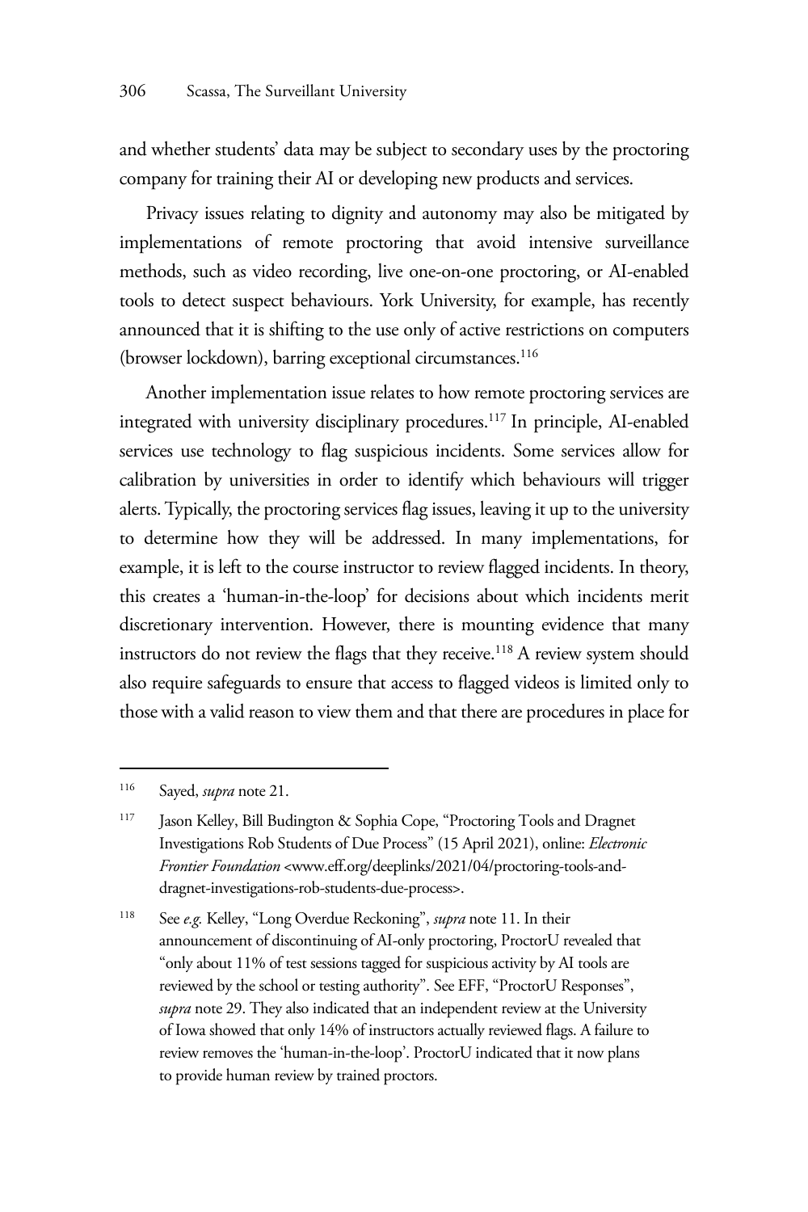and whether students' data may be subject to secondary uses by the proctoring company for training their AI or developing new products and services.

Privacy issues relating to dignity and autonomy may also be mitigated by implementations of remote proctoring that avoid intensive surveillance methods, such as video recording, live one-on-one proctoring, or AI-enabled tools to detect suspect behaviours. York University, for example, has recently announced that it is shifting to the use only of active restrictions on computers (browser lockdown), barring exceptional circumstances.[116]

Another implementation issue relates to how remote proctoring services are integrated with university disciplinary procedures.[117] In principle, AI-enabled services use technology to flag suspicious incidents. Some services allow for calibration by universities in order to identify which behaviours will trigger alerts. Typically, the proctoring services flag issues, leaving it up to the university to determine how they will be addressed. In many implementations, for example, it is left to the course instructor to review flagged incidents. In theory, this creates a 'human-in-the-loop' for decisions about which incidents merit discretionary intervention. However, there is mounting evidence that many instructors do not review the flags that they receive.[118] A review system should also require safeguards to ensure that access to flagged videos is limited only to those with a valid reason to view them and that there are procedures in place for

---

[116] Sayed, *supra* note 21.

[117] Jason Kelley, Bill Budington & Sophia Cope, "Proctoring Tools and Dragnet Investigations Rob Students of Due Process" (15 April 2021), online: *Electronic Frontier Foundation* <www.eff.org/deeplinks/2021/04/proctoring-tools-and-dragnet-investigations-rob-students-due-process>.

[118] See *e.g.* Kelley, "Long Overdue Reckoning", *supra* note 11. In their announcement of discontinuing of AI-only proctoring, ProctorU revealed that "only about 11% of test sessions tagged for suspicious activity by AI tools are reviewed by the school or testing authority". See EFF, "ProctorU Responses", *supra* note 29. They also indicated that an independent review at the University of Iowa showed that only 14% of instructors actually reviewed flags. A failure to review removes the 'human-in-the-loop'. ProctorU indicated that it now plans to provide human review by trained proctors.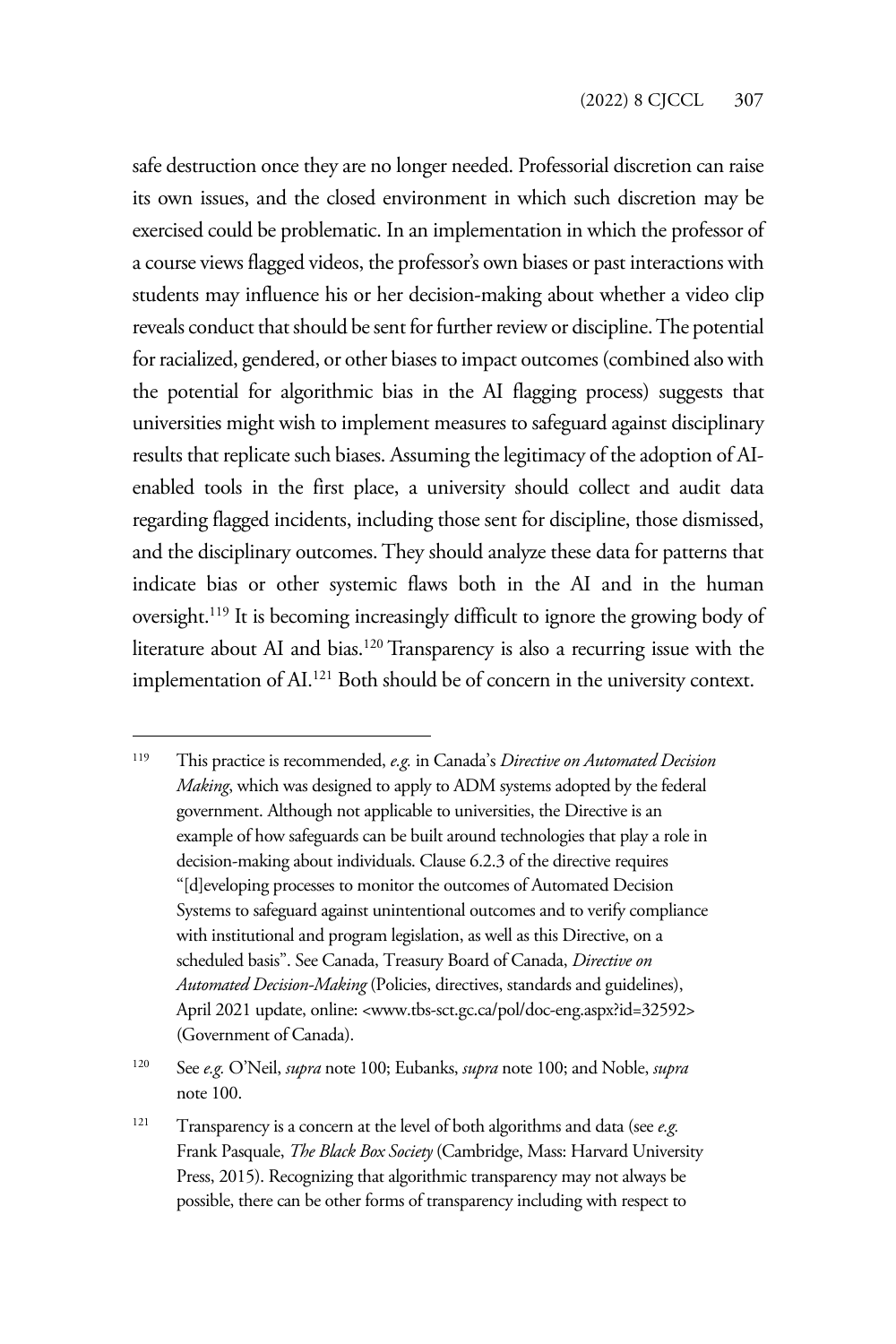safe destruction once they are no longer needed. Professorial discretion can raise its own issues, and the closed environment in which such discretion may be exercised could be problematic. In an implementation in which the professor of a course views flagged videos, the professor's own biases or past interactions with students may influence his or her decision-making about whether a video clip reveals conduct that should be sent for further review or discipline. The potential for racialized, gendered, or other biases to impact outcomes (combined also with the potential for algorithmic bias in the AI flagging process) suggests that universities might wish to implement measures to safeguard against disciplinary results that replicate such biases. Assuming the legitimacy of the adoption of AI-enabled tools in the first place, a university should collect and audit data regarding flagged incidents, including those sent for discipline, those dismissed, and the disciplinary outcomes. They should analyze these data for patterns that indicate bias or other systemic flaws both in the AI and in the human oversight.[119] It is becoming increasingly difficult to ignore the growing body of literature about AI and bias.[120] Transparency is also a recurring issue with the implementation of AI.[121] Both should be of concern in the university context.

---

[119] This practice is recommended, *e.g.* in Canada's *Directive on Automated Decision Making*, which was designed to apply to ADM systems adopted by the federal government. Although not applicable to universities, the Directive is an example of how safeguards can be built around technologies that play a role in decision-making about individuals. Clause 6.2.3 of the directive requires "[d]eveloping processes to monitor the outcomes of Automated Decision Systems to safeguard against unintentional outcomes and to verify compliance with institutional and program legislation, as well as this Directive, on a scheduled basis". See Canada, Treasury Board of Canada, *Directive on Automated Decision-Making* (Policies, directives, standards and guidelines), April 2021 update, online: <www.tbs-sct.gc.ca/pol/doc-eng.aspx?id=32592> (Government of Canada).

[120] See *e.g.* O'Neil, *supra* note 100; Eubanks, *supra* note 100; and Noble, *supra* note 100.

[121] Transparency is a concern at the level of both algorithms and data (see *e.g.* Frank Pasquale, *The Black Box Society* (Cambridge, Mass: Harvard University Press, 2015). Recognizing that algorithmic transparency may not always be possible, there can be other forms of transparency including with respect to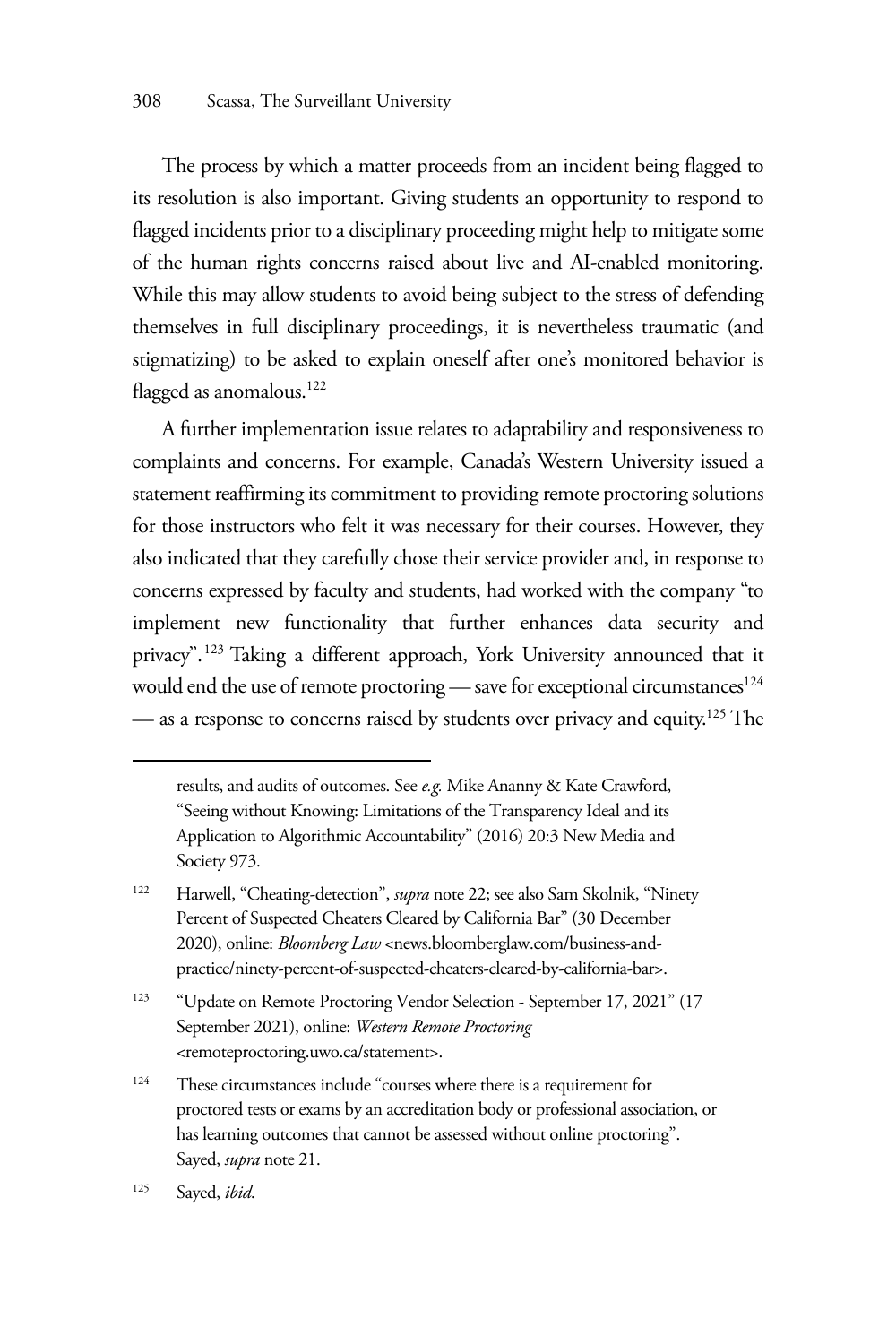The process by which a matter proceeds from an incident being flagged to its resolution is also important. Giving students an opportunity to respond to flagged incidents prior to a disciplinary proceeding might help to mitigate some of the human rights concerns raised about live and AI-enabled monitoring. While this may allow students to avoid being subject to the stress of defending themselves in full disciplinary proceedings, it is nevertheless traumatic (and stigmatizing) to be asked to explain oneself after one's monitored behavior is flagged as anomalous.[122]

A further implementation issue relates to adaptability and responsiveness to complaints and concerns. For example, Canada's Western University issued a statement reaffirming its commitment to providing remote proctoring solutions for those instructors who felt it was necessary for their courses. However, they also indicated that they carefully chose their service provider and, in response to concerns expressed by faculty and students, had worked with the company "to implement new functionality that further enhances data security and privacy".[123] Taking a different approach, York University announced that it would end the use of remote proctoring — save for exceptional circumstances[124] — as a response to concerns raised by students over privacy and equity.[125] The

---

results, and audits of outcomes. See *e.g.* Mike Ananny & Kate Crawford, "Seeing without Knowing: Limitations of the Transparency Ideal and its Application to Algorithmic Accountability" (2016) 20:3 New Media and Society 973.

[122] Harwell, "Cheating-detection", *supra* note 22; see also Sam Skolnik, "Ninety Percent of Suspected Cheaters Cleared by California Bar" (30 December 2020), online: *Bloomberg Law* <news.bloomberglaw.com/business-and-practice/ninety-percent-of-suspected-cheaters-cleared-by-california-bar>.

[123] "Update on Remote Proctoring Vendor Selection - September 17, 2021" (17 September 2021), online: *Western Remote Proctoring* <remoteproctoring.uwo.ca/statement>.

[124] These circumstances include "courses where there is a requirement for proctored tests or exams by an accreditation body or professional association, or has learning outcomes that cannot be assessed without online proctoring". Sayed, *supra* note 21.

[125] Sayed, *ibid*.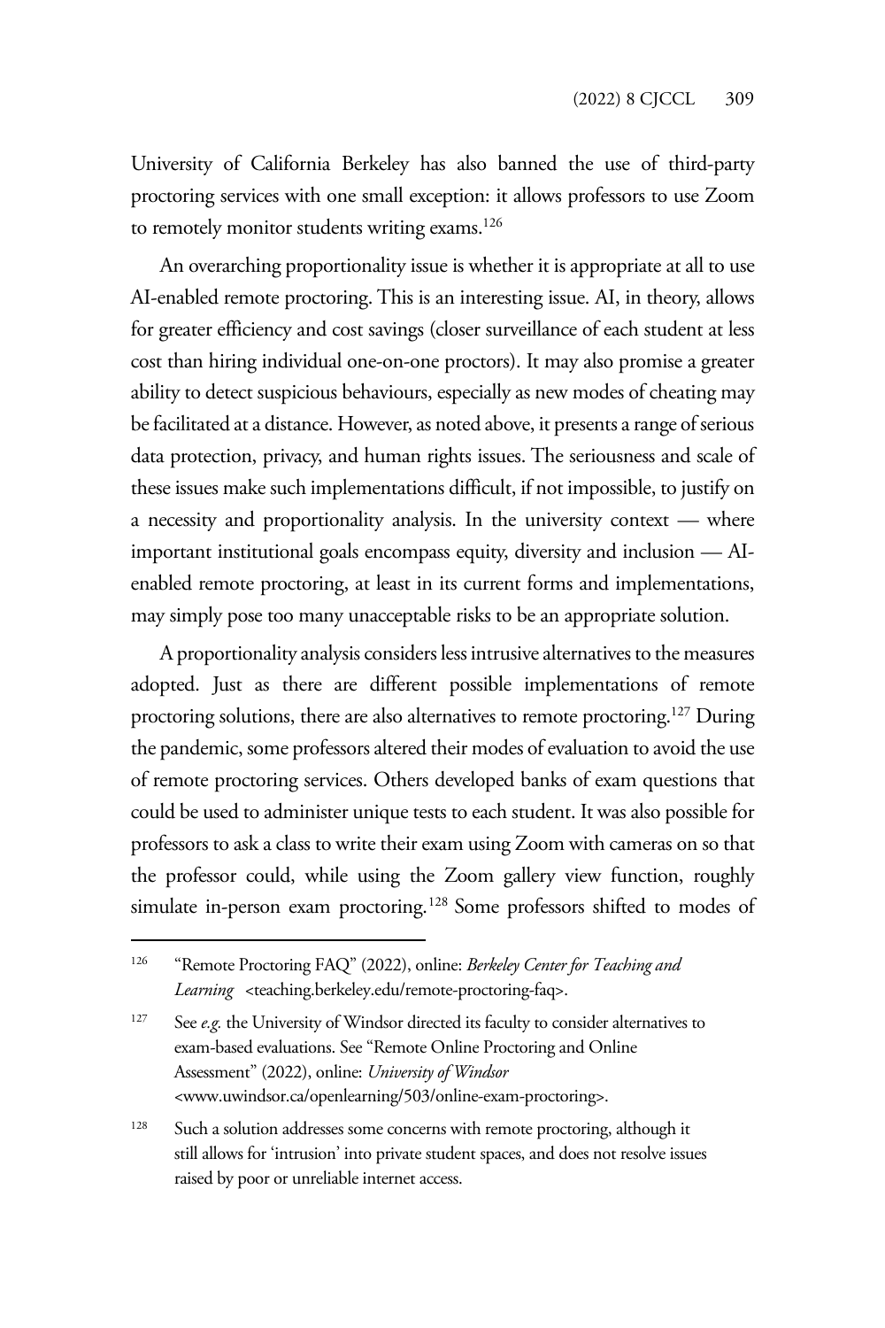University of California Berkeley has also banned the use of third-party proctoring services with one small exception: it allows professors to use Zoom to remotely monitor students writing exams.[126]

An overarching proportionality issue is whether it is appropriate at all to use AI-enabled remote proctoring. This is an interesting issue. AI, in theory, allows for greater efficiency and cost savings (closer surveillance of each student at less cost than hiring individual one-on-one proctors). It may also promise a greater ability to detect suspicious behaviours, especially as new modes of cheating may be facilitated at a distance. However, as noted above, it presents a range of serious data protection, privacy, and human rights issues. The seriousness and scale of these issues make such implementations difficult, if not impossible, to justify on a necessity and proportionality analysis. In the university context — where important institutional goals encompass equity, diversity and inclusion — AI-enabled remote proctoring, at least in its current forms and implementations, may simply pose too many unacceptable risks to be an appropriate solution.

A proportionality analysis considers less intrusive alternatives to the measures adopted. Just as there are different possible implementations of remote proctoring solutions, there are also alternatives to remote proctoring.[127] During the pandemic, some professors altered their modes of evaluation to avoid the use of remote proctoring services. Others developed banks of exam questions that could be used to administer unique tests to each student. It was also possible for professors to ask a class to write their exam using Zoom with cameras on so that the professor could, while using the Zoom gallery view function, roughly simulate in-person exam proctoring.[128] Some professors shifted to modes of

---

[126] "Remote Proctoring FAQ" (2022), online: *Berkeley Center for Teaching and Learning* <teaching.berkeley.edu/remote-proctoring-faq>.

[127] See *e.g.* the University of Windsor directed its faculty to consider alternatives to exam-based evaluations. See "Remote Online Proctoring and Online Assessment" (2022), online: *University of Windsor* <www.uwindsor.ca/openlearning/503/online-exam-proctoring>.

[128] Such a solution addresses some concerns with remote proctoring, although it still allows for 'intrusion' into private student spaces, and does not resolve issues raised by poor or unreliable internet access.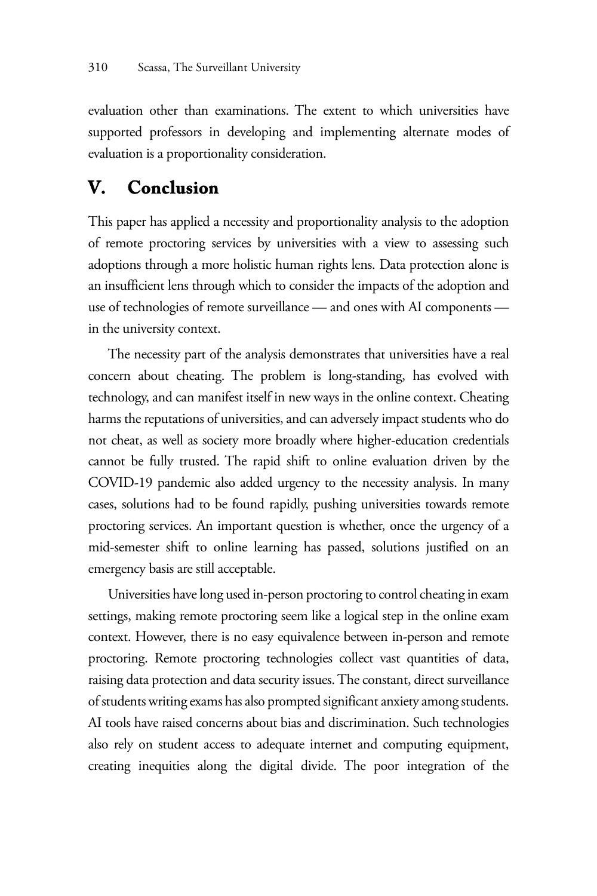evaluation other than examinations. The extent to which universities have supported professors in developing and implementing alternate modes of evaluation is a proportionality consideration.

## V. Conclusion

This paper has applied a necessity and proportionality analysis to the adoption of remote proctoring services by universities with a view to assessing such adoptions through a more holistic human rights lens. Data protection alone is an insufficient lens through which to consider the impacts of the adoption and use of technologies of remote surveillance — and ones with AI components — in the university context.

The necessity part of the analysis demonstrates that universities have a real concern about cheating. The problem is long-standing, has evolved with technology, and can manifest itself in new ways in the online context. Cheating harms the reputations of universities, and can adversely impact students who do not cheat, as well as society more broadly where higher-education credentials cannot be fully trusted. The rapid shift to online evaluation driven by the COVID-19 pandemic also added urgency to the necessity analysis. In many cases, solutions had to be found rapidly, pushing universities towards remote proctoring services. An important question is whether, once the urgency of a mid-semester shift to online learning has passed, solutions justified on an emergency basis are still acceptable.

Universities have long used in-person proctoring to control cheating in exam settings, making remote proctoring seem like a logical step in the online exam context. However, there is no easy equivalence between in-person and remote proctoring. Remote proctoring technologies collect vast quantities of data, raising data protection and data security issues. The constant, direct surveillance of students writing exams has also prompted significant anxiety among students. AI tools have raised concerns about bias and discrimination. Such technologies also rely on student access to adequate internet and computing equipment, creating inequities along the digital divide. The poor integration of the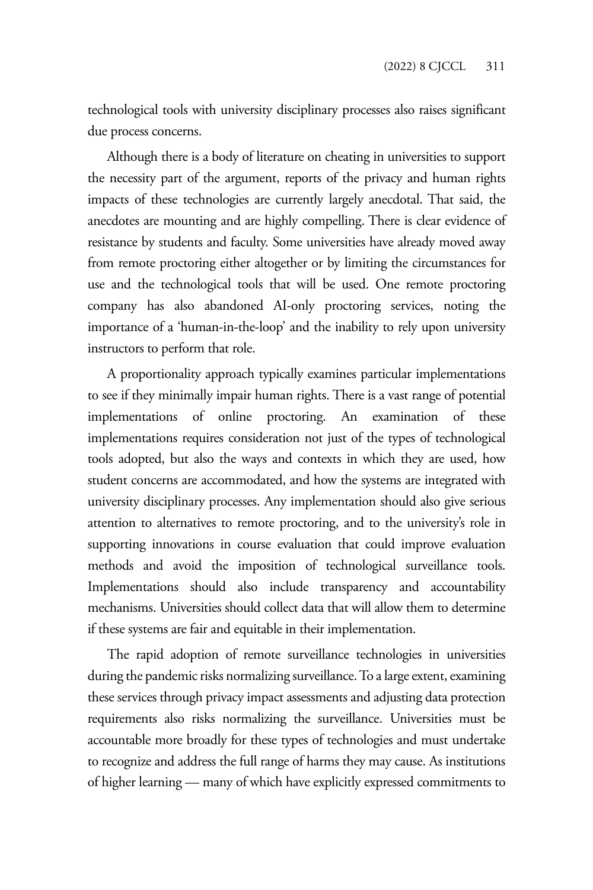technological tools with university disciplinary processes also raises significant due process concerns.

Although there is a body of literature on cheating in universities to support the necessity part of the argument, reports of the privacy and human rights impacts of these technologies are currently largely anecdotal. That said, the anecdotes are mounting and are highly compelling. There is clear evidence of resistance by students and faculty. Some universities have already moved away from remote proctoring either altogether or by limiting the circumstances for use and the technological tools that will be used. One remote proctoring company has also abandoned AI-only proctoring services, noting the importance of a 'human-in-the-loop' and the inability to rely upon university instructors to perform that role.

A proportionality approach typically examines particular implementations to see if they minimally impair human rights. There is a vast range of potential implementations of online proctoring. An examination of these implementations requires consideration not just of the types of technological tools adopted, but also the ways and contexts in which they are used, how student concerns are accommodated, and how the systems are integrated with university disciplinary processes. Any implementation should also give serious attention to alternatives to remote proctoring, and to the university's role in supporting innovations in course evaluation that could improve evaluation methods and avoid the imposition of technological surveillance tools. Implementations should also include transparency and accountability mechanisms. Universities should collect data that will allow them to determine if these systems are fair and equitable in their implementation.

The rapid adoption of remote surveillance technologies in universities during the pandemic risks normalizing surveillance. To a large extent, examining these services through privacy impact assessments and adjusting data protection requirements also risks normalizing the surveillance. Universities must be accountable more broadly for these types of technologies and must undertake to recognize and address the full range of harms they may cause. As institutions of higher learning — many of which have explicitly expressed commitments to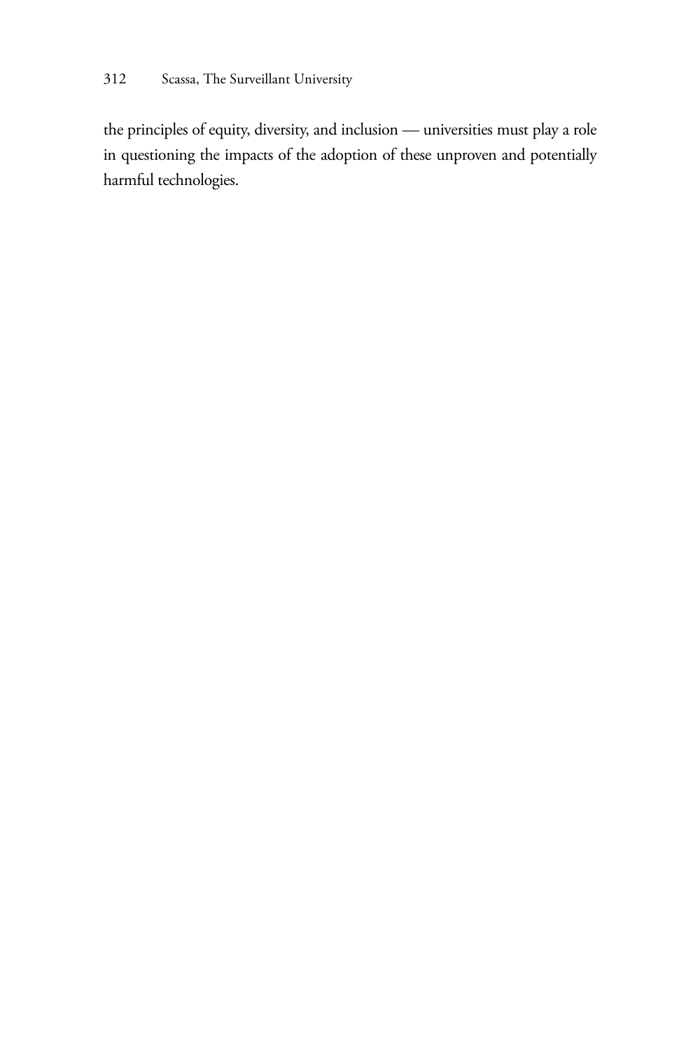the principles of equity, diversity, and inclusion — universities must play a role in questioning the impacts of the adoption of these unproven and potentially harmful technologies.